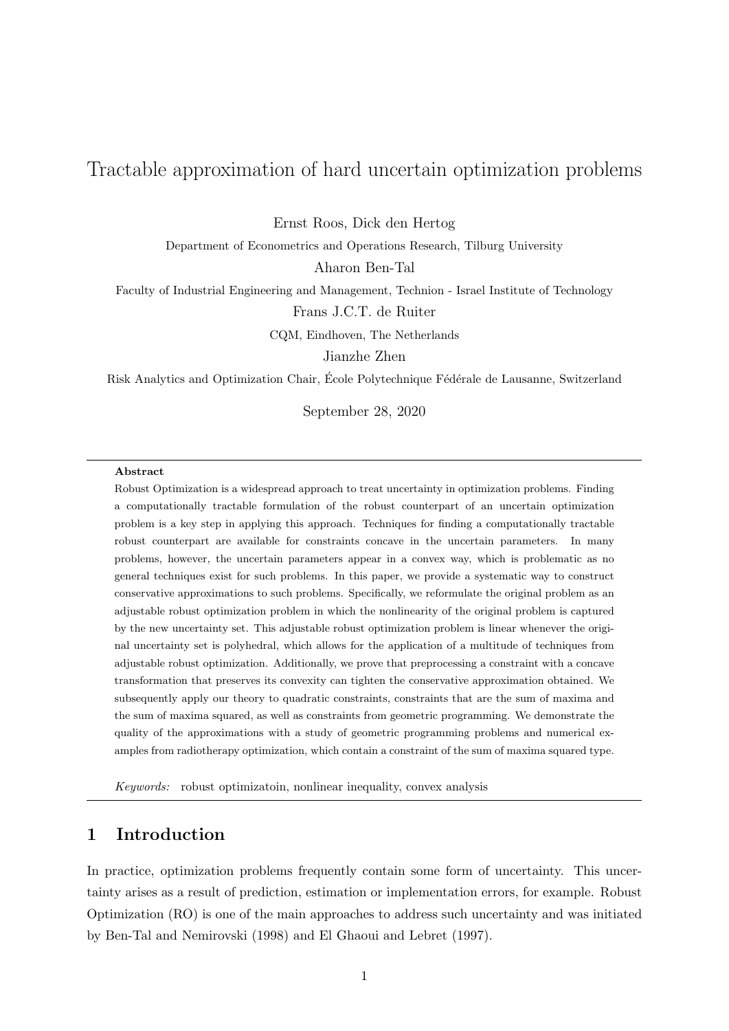# Tractable approximation of hard uncertain optimization problems

Ernst Roos, Dick den Hertog

Department of Econometrics and Operations Research, Tilburg University

Aharon Ben-Tal

Faculty of Industrial Engineering and Management, Technion - Israel Institute of Technology

Frans J.C.T. de Ruiter

CQM, Eindhoven, The Netherlands

Jianzhe Zhen

Risk Analytics and Optimization Chair, École Polytechnique Fédérale de Lausanne, Switzerland

September 28, 2020

---

**Abstract**

Robust Optimization is a widespread approach to treat uncertainty in optimization problems. Finding a computationally tractable formulation of the robust counterpart of an uncertain optimization problem is a key step in applying this approach. Techniques for finding a computationally tractable robust counterpart are available for constraints concave in the uncertain parameters. In many problems, however, the uncertain parameters appear in a convex way, which is problematic as no general techniques exist for such problems. In this paper, we provide a systematic way to construct conservative approximations to such problems. Specifically, we reformulate the original problem as an adjustable robust optimization problem in which the nonlinearity of the original problem is captured by the new uncertainty set. This adjustable robust optimization problem is linear whenever the original uncertainty set is polyhedral, which allows for the application of a multitude of techniques from adjustable robust optimization. Additionally, we prove that preprocessing a constraint with a concave transformation that preserves its convexity can tighten the conservative approximation obtained. We subsequently apply our theory to quadratic constraints, constraints that are the sum of maxima and the sum of maxima squared, as well as constraints from geometric programming. We demonstrate the quality of the approximations with a study of geometric programming problems and numerical examples from radiotherapy optimization, which contain a constraint of the sum of maxima squared type.

*Keywords:* robust optimizatoin, nonlinear inequality, convex analysis

---

## 1 Introduction

In practice, optimization problems frequently contain some form of uncertainty. This uncertainty arises as a result of prediction, estimation or implementation errors, for example. Robust Optimization (RO) is one of the main approaches to address such uncertainty and was initiated by Ben-Tal and Nemirovski (1998) and El Ghaoui and Lebret (1997).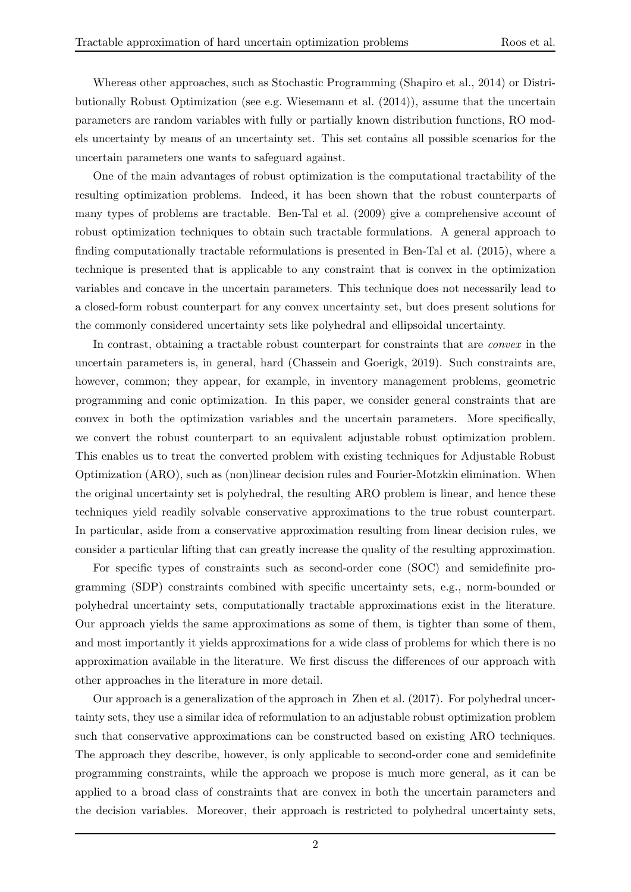Whereas other approaches, such as Stochastic Programming (Shapiro et al., 2014) or Distributionally Robust Optimization (see e.g. Wiesemann et al. (2014)), assume that the uncertain parameters are random variables with fully or partially known distribution functions, RO models uncertainty by means of an uncertainty set. This set contains all possible scenarios for the uncertain parameters one wants to safeguard against.

One of the main advantages of robust optimization is the computational tractability of the resulting optimization problems. Indeed, it has been shown that the robust counterparts of many types of problems are tractable. Ben-Tal et al. (2009) give a comprehensive account of robust optimization techniques to obtain such tractable formulations. A general approach to finding computationally tractable reformulations is presented in Ben-Tal et al. (2015), where a technique is presented that is applicable to any constraint that is convex in the optimization variables and concave in the uncertain parameters. This technique does not necessarily lead to a closed-form robust counterpart for any convex uncertainty set, but does present solutions for the commonly considered uncertainty sets like polyhedral and ellipsoidal uncertainty.

In contrast, obtaining a tractable robust counterpart for constraints that are *convex* in the uncertain parameters is, in general, hard (Chassein and Goerigk, 2019). Such constraints are, however, common; they appear, for example, in inventory management problems, geometric programming and conic optimization. In this paper, we consider general constraints that are convex in both the optimization variables and the uncertain parameters. More specifically, we convert the robust counterpart to an equivalent adjustable robust optimization problem. This enables us to treat the converted problem with existing techniques for Adjustable Robust Optimization (ARO), such as (non)linear decision rules and Fourier-Motzkin elimination. When the original uncertainty set is polyhedral, the resulting ARO problem is linear, and hence these techniques yield readily solvable conservative approximations to the true robust counterpart. In particular, aside from a conservative approximation resulting from linear decision rules, we consider a particular lifting that can greatly increase the quality of the resulting approximation.

For specific types of constraints such as second-order cone (SOC) and semidefinite programming (SDP) constraints combined with specific uncertainty sets, e.g., norm-bounded or polyhedral uncertainty sets, computationally tractable approximations exist in the literature. Our approach yields the same approximations as some of them, is tighter than some of them, and most importantly it yields approximations for a wide class of problems for which there is no approximation available in the literature. We first discuss the differences of our approach with other approaches in the literature in more detail.

Our approach is a generalization of the approach in Zhen et al. (2017). For polyhedral uncertainty sets, they use a similar idea of reformulation to an adjustable robust optimization problem such that conservative approximations can be constructed based on existing ARO techniques. The approach they describe, however, is only applicable to second-order cone and semidefinite programming constraints, while the approach we propose is much more general, as it can be applied to a broad class of constraints that are convex in both the uncertain parameters and the decision variables. Moreover, their approach is restricted to polyhedral uncertainty sets,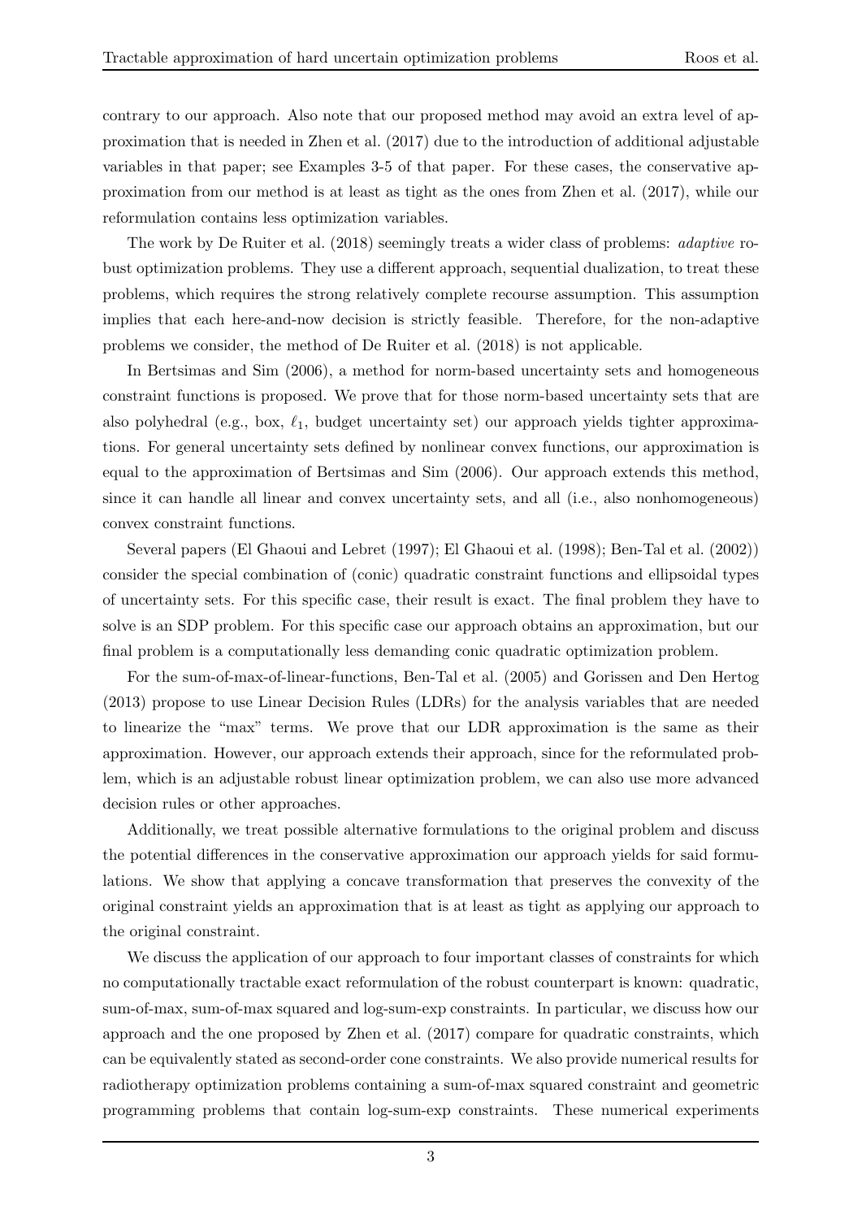contrary to our approach. Also note that our proposed method may avoid an extra level of approximation that is needed in Zhen et al. (2017) due to the introduction of additional adjustable variables in that paper; see Examples 3-5 of that paper. For these cases, the conservative approximation from our method is at least as tight as the ones from Zhen et al. (2017), while our reformulation contains less optimization variables.

The work by De Ruiter et al. (2018) seemingly treats a wider class of problems: *adaptive* robust optimization problems. They use a different approach, sequential dualization, to treat these problems, which requires the strong relatively complete recourse assumption. This assumption implies that each here-and-now decision is strictly feasible. Therefore, for the non-adaptive problems we consider, the method of De Ruiter et al. (2018) is not applicable.

In Bertsimas and Sim (2006), a method for norm-based uncertainty sets and homogeneous constraint functions is proposed. We prove that for those norm-based uncertainty sets that are also polyhedral (e.g., box, $\ell_1$, budget uncertainty set) our approach yields tighter approximations. For general uncertainty sets defined by nonlinear convex functions, our approximation is equal to the approximation of Bertsimas and Sim (2006). Our approach extends this method, since it can handle all linear and convex uncertainty sets, and all (i.e., also nonhomogeneous) convex constraint functions.

Several papers (El Ghaoui and Lebret (1997); El Ghaoui et al. (1998); Ben-Tal et al. (2002)) consider the special combination of (conic) quadratic constraint functions and ellipsoidal types of uncertainty sets. For this specific case, their result is exact. The final problem they have to solve is an SDP problem. For this specific case our approach obtains an approximation, but our final problem is a computationally less demanding conic quadratic optimization problem.

For the sum-of-max-of-linear-functions, Ben-Tal et al. (2005) and Gorissen and Den Hertog (2013) propose to use Linear Decision Rules (LDRs) for the analysis variables that are needed to linearize the "max" terms. We prove that our LDR approximation is the same as their approximation. However, our approach extends their approach, since for the reformulated problem, which is an adjustable robust linear optimization problem, we can also use more advanced decision rules or other approaches.

Additionally, we treat possible alternative formulations to the original problem and discuss the potential differences in the conservative approximation our approach yields for said formulations. We show that applying a concave transformation that preserves the convexity of the original constraint yields an approximation that is at least as tight as applying our approach to the original constraint.

We discuss the application of our approach to four important classes of constraints for which no computationally tractable exact reformulation of the robust counterpart is known: quadratic, sum-of-max, sum-of-max squared and log-sum-exp constraints. In particular, we discuss how our approach and the one proposed by Zhen et al. (2017) compare for quadratic constraints, which can be equivalently stated as second-order cone constraints. We also provide numerical results for radiotherapy optimization problems containing a sum-of-max squared constraint and geometric programming problems that contain log-sum-exp constraints. These numerical experiments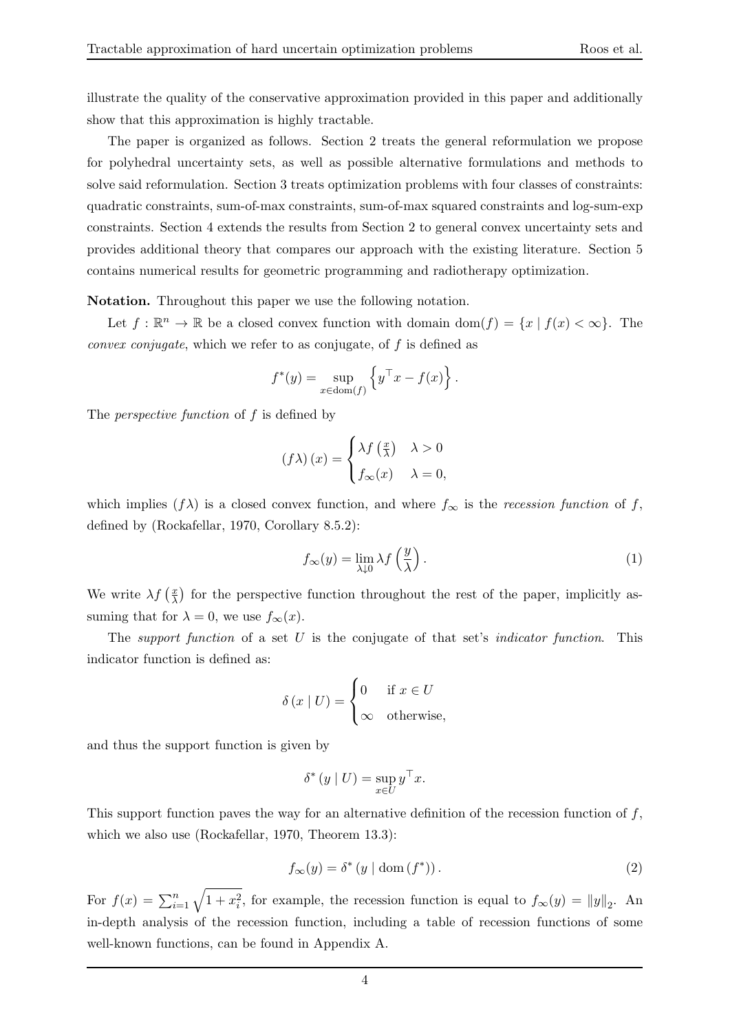illustrate the quality of the conservative approximation provided in this paper and additionally show that this approximation is highly tractable.

The paper is organized as follows. Section 2 treats the general reformulation we propose for polyhedral uncertainty sets, as well as possible alternative formulations and methods to solve said reformulation. Section 3 treats optimization problems with four classes of constraints: quadratic constraints, sum-of-max constraints, sum-of-max squared constraints and log-sum-exp constraints. Section 4 extends the results from Section 2 to general convex uncertainty sets and provides additional theory that compares our approach with the existing literature. Section 5 contains numerical results for geometric programming and radiotherapy optimization.

**Notation.** Throughout this paper we use the following notation.

Let $f : \mathbb{R}^n \to \mathbb{R}$ be a closed convex function with domain $\text{dom}(f) = \{x \mid f(x) < \infty\}$. The *convex conjugate*, which we refer to as conjugate, of $f$ is defined as

$$f^*(y) = \sup_{x \in \text{dom}(f)} \left\{ y^\top x - f(x) \right\}.$$

The *perspective function* of $f$ is defined by

$$(f\lambda)(x) = \begin{cases} \lambda f\left(\frac{x}{\lambda}\right) & \lambda > 0 \\ f_\infty(x) & \lambda = 0, \end{cases}$$

which implies $(f\lambda)$ is a closed convex function, and where $f_\infty$ is the *recession function* of $f$, defined by (Rockafellar, 1970, Corollary 8.5.2):

$$f_\infty(y) = \lim_{\lambda \downarrow 0} \lambda f\left(\frac{y}{\lambda}\right). \tag{1}$$

We write $\lambda f\left(\frac{x}{\lambda}\right)$ for the perspective function throughout the rest of the paper, implicitly assuming that for $\lambda = 0$, we use $f_\infty(x)$.

The *support function* of a set $U$ is the conjugate of that set's *indicator function*. This indicator function is defined as:

$$\delta(x \mid U) = \begin{cases} 0 & \text{if } x \in U \\ \infty & \text{otherwise,} \end{cases}$$

and thus the support function is given by

$$\delta^*(y \mid U) = \sup_{x \in U} y^\top x.$$

This support function paves the way for an alternative definition of the recession function of $f$, which we also use (Rockafellar, 1970, Theorem 13.3):

$$f_\infty(y) = \delta^*(y \mid \text{dom}(f^*)). \tag{2}$$

For $f(x) = \sum_{i=1}^n \sqrt{1 + x_i^2}$, for example, the recession function is equal to $f_\infty(y) = \|y\|_2$. An in-depth analysis of the recession function, including a table of recession functions of some well-known functions, can be found in Appendix A.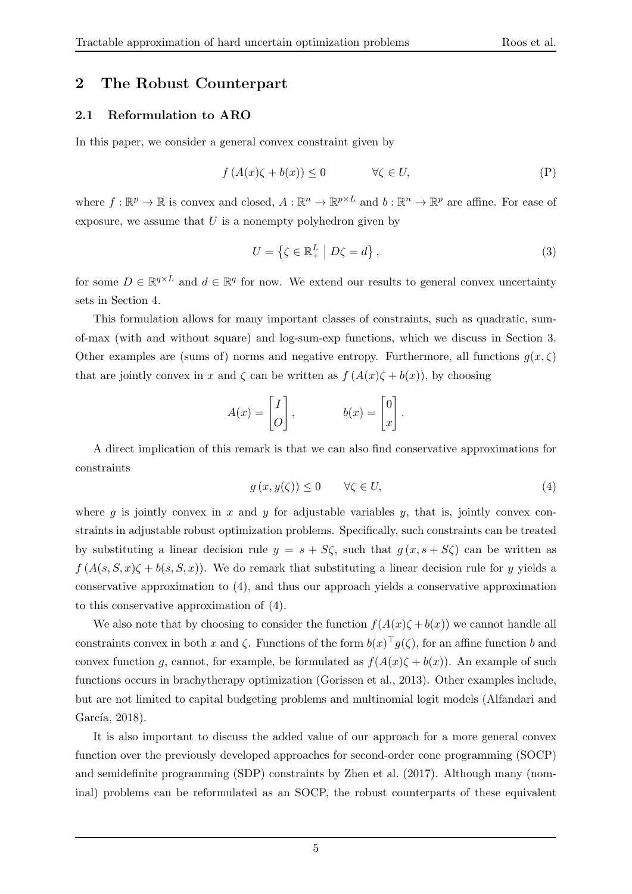## 2 The Robust Counterpart

### 2.1 Reformulation to ARO

In this paper, we consider a general convex constraint given by

$$f\left(A(x)\zeta + b(x)\right) \leq 0 \qquad\qquad \forall \zeta \in U, \tag{P}$$

where $f : \mathbb{R}^p \to \mathbb{R}$ is convex and closed, $A : \mathbb{R}^n \to \mathbb{R}^{p\times L}$ and $b : \mathbb{R}^n \to \mathbb{R}^p$ are affine. For ease of exposure, we assume that $U$ is a nonempty polyhedron given by

$$U = \left\{ \zeta \in \mathbb{R}^L_+ \;\middle|\; D\zeta = d \right\}, \tag{3}$$

for some $D \in \mathbb{R}^{q\times L}$ and $d \in \mathbb{R}^q$ for now. We extend our results to general convex uncertainty sets in Section 4.

This formulation allows for many important classes of constraints, such as quadratic, sum-of-max (with and without square) and log-sum-exp functions, which we discuss in Section 3. Other examples are (sums of) norms and negative entropy. Furthermore, all functions $g(x, \zeta)$ that are jointly convex in $x$ and $\zeta$ can be written as $f\left(A(x)\zeta + b(x)\right)$, by choosing

$$A(x) = \begin{bmatrix} I \\ O \end{bmatrix}, \qquad\qquad b(x) = \begin{bmatrix} 0 \\ x \end{bmatrix}.$$

A direct implication of this remark is that we can also find conservative approximations for constraints

$$g\left(x, y(\zeta)\right) \leq 0 \qquad \forall \zeta \in U, \tag{4}$$

where $g$ is jointly convex in $x$ and $y$ for adjustable variables $y$, that is, jointly convex constraints in adjustable robust optimization problems. Specifically, such constraints can be treated by substituting a linear decision rule $y = s + S\zeta$, such that $g\left(x, s + S\zeta\right)$ can be written as $f\left(A(s, S, x)\zeta + b(s, S, x)\right)$. We do remark that substituting a linear decision rule for $y$ yields a conservative approximation to (4), and thus our approach yields a conservative approximation to this conservative approximation of (4).

We also note that by choosing to consider the function $f(A(x)\zeta + b(x))$ we cannot handle all constraints convex in both $x$ and $\zeta$. Functions of the form $b(x)^\top g(\zeta)$, for an affine function $b$ and convex function $g$, cannot, for example, be formulated as $f(A(x)\zeta + b(x))$. An example of such functions occurs in brachytherapy optimization (Gorissen et al., 2013). Other examples include, but are not limited to capital budgeting problems and multinomial logit models (Alfandari and García, 2018).

It is also important to discuss the added value of our approach for a more general convex function over the previously developed approaches for second-order cone programming (SOCP) and semidefinite programming (SDP) constraints by Zhen et al. (2017). Although many (nominal) problems can be reformulated as an SOCP, the robust counterparts of these equivalent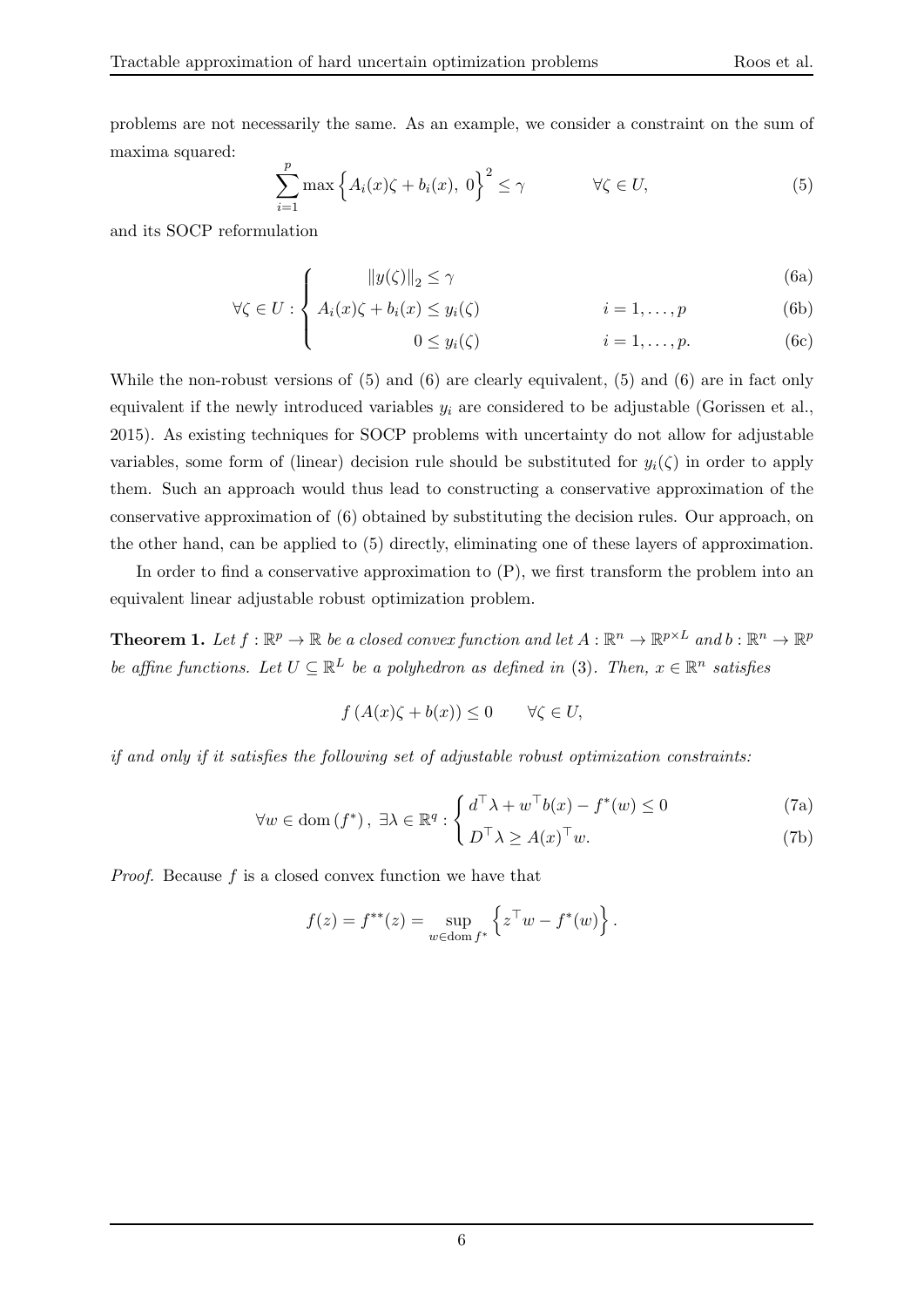problems are not necessarily the same. As an example, we consider a constraint on the sum of maxima squared:

$$\sum_{i=1}^{p} \max\left\{A_i(x)\zeta + b_i(x),\ 0\right\}^2 \leq \gamma \qquad\qquad \forall \zeta \in U, \tag{5}$$

and its SOCP reformulation

$$\forall \zeta \in U : \begin{cases} \|y(\zeta)\|_2 \leq \gamma & & \text{(6a)} \\ A_i(x)\zeta + b_i(x) \leq y_i(\zeta) & i = 1, \ldots, p & \text{(6b)} \\ 0 \leq y_i(\zeta) & i = 1, \ldots, p. & \text{(6c)} \end{cases}$$

While the non-robust versions of (5) and (6) are clearly equivalent, (5) and (6) are in fact only equivalent if the newly introduced variables $y_i$ are considered to be adjustable (Gorissen et al., 2015). As existing techniques for SOCP problems with uncertainty do not allow for adjustable variables, some form of (linear) decision rule should be substituted for $y_i(\zeta)$ in order to apply them. Such an approach would thus lead to constructing a conservative approximation of the conservative approximation of (6) obtained by substituting the decision rules. Our approach, on the other hand, can be applied to (5) directly, eliminating one of these layers of approximation.

In order to find a conservative approximation to (P), we first transform the problem into an equivalent linear adjustable robust optimization problem.

**Theorem 1.** *Let $f : \mathbb{R}^p \to \mathbb{R}$ be a closed convex function and let $A : \mathbb{R}^n \to \mathbb{R}^{p \times L}$ and $b : \mathbb{R}^n \to \mathbb{R}^p$ be affine functions. Let $U \subseteq \mathbb{R}^L$ be a polyhedron as defined in* (3)*. Then, $x \in \mathbb{R}^n$ satisfies*

$$f\left(A(x)\zeta + b(x)\right) \leq 0 \qquad \forall \zeta \in U,$$

*if and only if it satisfies the following set of adjustable robust optimization constraints:*

$$\forall w \in \operatorname{dom}\left(f^*\right),\ \exists \lambda \in \mathbb{R}^q : \begin{cases} d^\top \lambda + w^\top b(x) - f^*(w) \leq 0 & \text{(7a)} \\ D^\top \lambda \geq A(x)^\top w. & \text{(7b)} \end{cases}$$

*Proof.* Because $f$ is a closed convex function we have that

$$f(z) = f^{**}(z) = \sup_{w \in \operatorname{dom} f^*} \left\{ z^\top w - f^*(w) \right\}.$$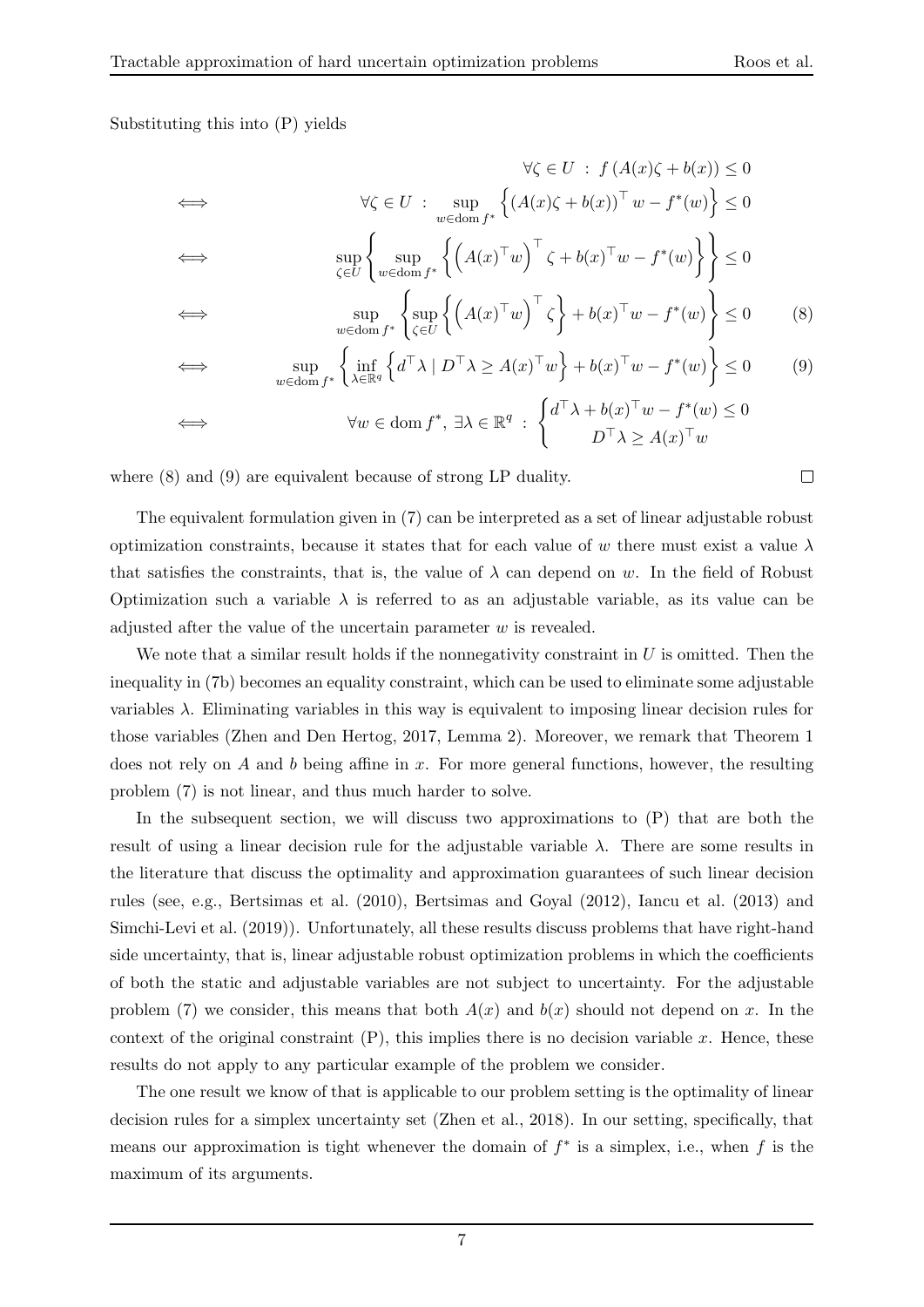Substituting this into (P) yields

$$
\begin{aligned}
& \forall \zeta \in U \;:\; f\left(A(x)\zeta + b(x)\right) \leq 0 \\
\iff \quad & \forall \zeta \in U \;:\; \sup_{w \in \operatorname{dom} f^*} \left\{ \left(A(x)\zeta + b(x)\right)^\top w - f^*(w) \right\} \leq 0 \\
\iff \quad & \sup_{\zeta \in U} \left\{ \sup_{w \in \operatorname{dom} f^*} \left\{ \left(A(x)^\top w\right)^\top \zeta + b(x)^\top w - f^*(w) \right\} \right\} \leq 0 \\
\iff \quad & \sup_{w \in \operatorname{dom} f^*} \left\{ \sup_{\zeta \in U} \left\{ \left(A(x)^\top w\right)^\top \zeta \right\} + b(x)^\top w - f^*(w) \right\} \leq 0 \qquad (8) \\
\iff \quad & \sup_{w \in \operatorname{dom} f^*} \left\{ \inf_{\lambda \in \mathbb{R}^q} \left\{ d^\top \lambda \mid D^\top \lambda \geq A(x)^\top w \right\} + b(x)^\top w - f^*(w) \right\} \leq 0 \qquad (9) \\
\iff \quad & \forall w \in \operatorname{dom} f^*,\; \exists \lambda \in \mathbb{R}^q \;:\; \begin{cases} d^\top \lambda + b(x)^\top w - f^*(w) \leq 0 \\ D^\top \lambda \geq A(x)^\top w \end{cases}
\end{aligned}
$$

where (8) and (9) are equivalent because of strong LP duality. □

The equivalent formulation given in (7) can be interpreted as a set of linear adjustable robust optimization constraints, because it states that for each value of $w$ there must exist a value $\lambda$ that satisfies the constraints, that is, the value of $\lambda$ can depend on $w$. In the field of Robust Optimization such a variable $\lambda$ is referred to as an adjustable variable, as its value can be adjusted after the value of the uncertain parameter $w$ is revealed.

We note that a similar result holds if the nonnegativity constraint in $U$ is omitted. Then the inequality in (7b) becomes an equality constraint, which can be used to eliminate some adjustable variables $\lambda$. Eliminating variables in this way is equivalent to imposing linear decision rules for those variables (Zhen and Den Hertog, 2017, Lemma 2). Moreover, we remark that Theorem 1 does not rely on $A$ and $b$ being affine in $x$. For more general functions, however, the resulting problem (7) is not linear, and thus much harder to solve.

In the subsequent section, we will discuss two approximations to (P) that are both the result of using a linear decision rule for the adjustable variable $\lambda$. There are some results in the literature that discuss the optimality and approximation guarantees of such linear decision rules (see, e.g., Bertsimas et al. (2010), Bertsimas and Goyal (2012), Iancu et al. (2013) and Simchi-Levi et al. (2019)). Unfortunately, all these results discuss problems that have right-hand side uncertainty, that is, linear adjustable robust optimization problems in which the coefficients of both the static and adjustable variables are not subject to uncertainty. For the adjustable problem (7) we consider, this means that both $A(x)$ and $b(x)$ should not depend on $x$. In the context of the original constraint (P), this implies there is no decision variable $x$. Hence, these results do not apply to any particular example of the problem we consider.

The one result we know of that is applicable to our problem setting is the optimality of linear decision rules for a simplex uncertainty set (Zhen et al., 2018). In our setting, specifically, that means our approximation is tight whenever the domain of $f^*$ is a simplex, i.e., when $f$ is the maximum of its arguments.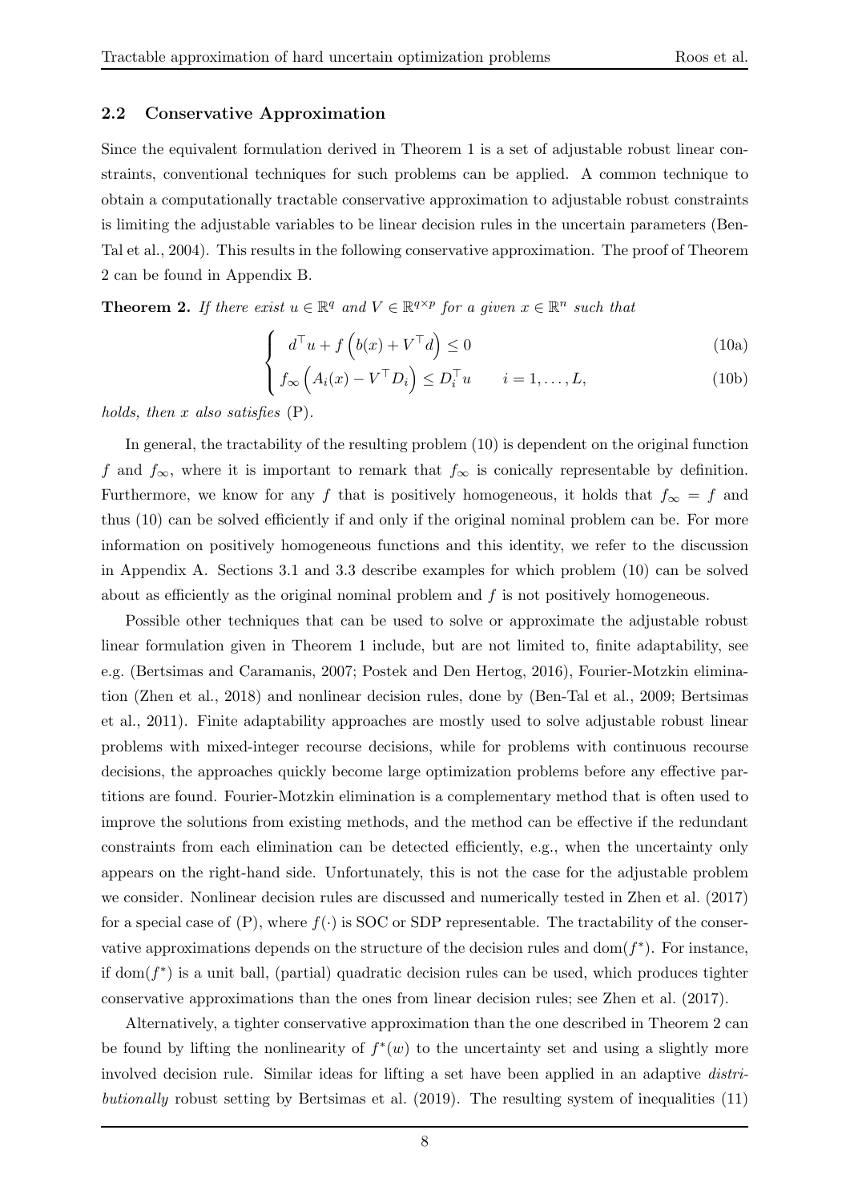### 2.2 Conservative Approximation

Since the equivalent formulation derived in Theorem 1 is a set of adjustable robust linear constraints, conventional techniques for such problems can be applied. A common technique to obtain a computationally tractable conservative approximation to adjustable robust constraints is limiting the adjustable variables to be linear decision rules in the uncertain parameters (Ben-Tal et al., 2004). This results in the following conservative approximation. The proof of Theorem 2 can be found in Appendix B.

**Theorem 2.** *If there exist $u \in \mathbb{R}^q$ and $V \in \mathbb{R}^{q \times p}$ for a given $x \in \mathbb{R}^n$ such that*

$$
\begin{cases} d^\top u + f\left(b(x) + V^\top d\right) \leq 0 & \text{(10a)} \\ f_\infty\left(A_i(x) - V^\top D_i\right) \leq D_i^\top u \qquad i = 1, \dots, L, & \text{(10b)} \end{cases}
$$

*holds, then $x$ also satisfies* (P).

In general, the tractability of the resulting problem (10) is dependent on the original function $f$ and $f_\infty$, where it is important to remark that $f_\infty$ is conically representable by definition. Furthermore, we know for any $f$ that is positively homogeneous, it holds that $f_\infty = f$ and thus (10) can be solved efficiently if and only if the original nominal problem can be. For more information on positively homogeneous functions and this identity, we refer to the discussion in Appendix A. Sections 3.1 and 3.3 describe examples for which problem (10) can be solved about as efficiently as the original nominal problem and $f$ is not positively homogeneous.

Possible other techniques that can be used to solve or approximate the adjustable robust linear formulation given in Theorem 1 include, but are not limited to, finite adaptability, see e.g. (Bertsimas and Caramanis, 2007; Postek and Den Hertog, 2016), Fourier-Motzkin elimination (Zhen et al., 2018) and nonlinear decision rules, done by (Ben-Tal et al., 2009; Bertsimas et al., 2011). Finite adaptability approaches are mostly used to solve adjustable robust linear problems with mixed-integer recourse decisions, while for problems with continuous recourse decisions, the approaches quickly become large optimization problems before any effective partitions are found. Fourier-Motzkin elimination is a complementary method that is often used to improve the solutions from existing methods, and the method can be effective if the redundant constraints from each elimination can be detected efficiently, e.g., when the uncertainty only appears on the right-hand side. Unfortunately, this is not the case for the adjustable problem we consider. Nonlinear decision rules are discussed and numerically tested in Zhen et al. (2017) for a special case of (P), where $f(\cdot)$ is SOC or SDP representable. The tractability of the conservative approximations depends on the structure of the decision rules and $\text{dom}(f^*)$. For instance, if $\text{dom}(f^*)$ is a unit ball, (partial) quadratic decision rules can be used, which produces tighter conservative approximations than the ones from linear decision rules; see Zhen et al. (2017).

Alternatively, a tighter conservative approximation than the one described in Theorem 2 can be found by lifting the nonlinearity of $f^*(w)$ to the uncertainty set and using a slightly more involved decision rule. Similar ideas for lifting a set have been applied in an adaptive *distributionally* robust setting by Bertsimas et al. (2019). The resulting system of inequalities (11)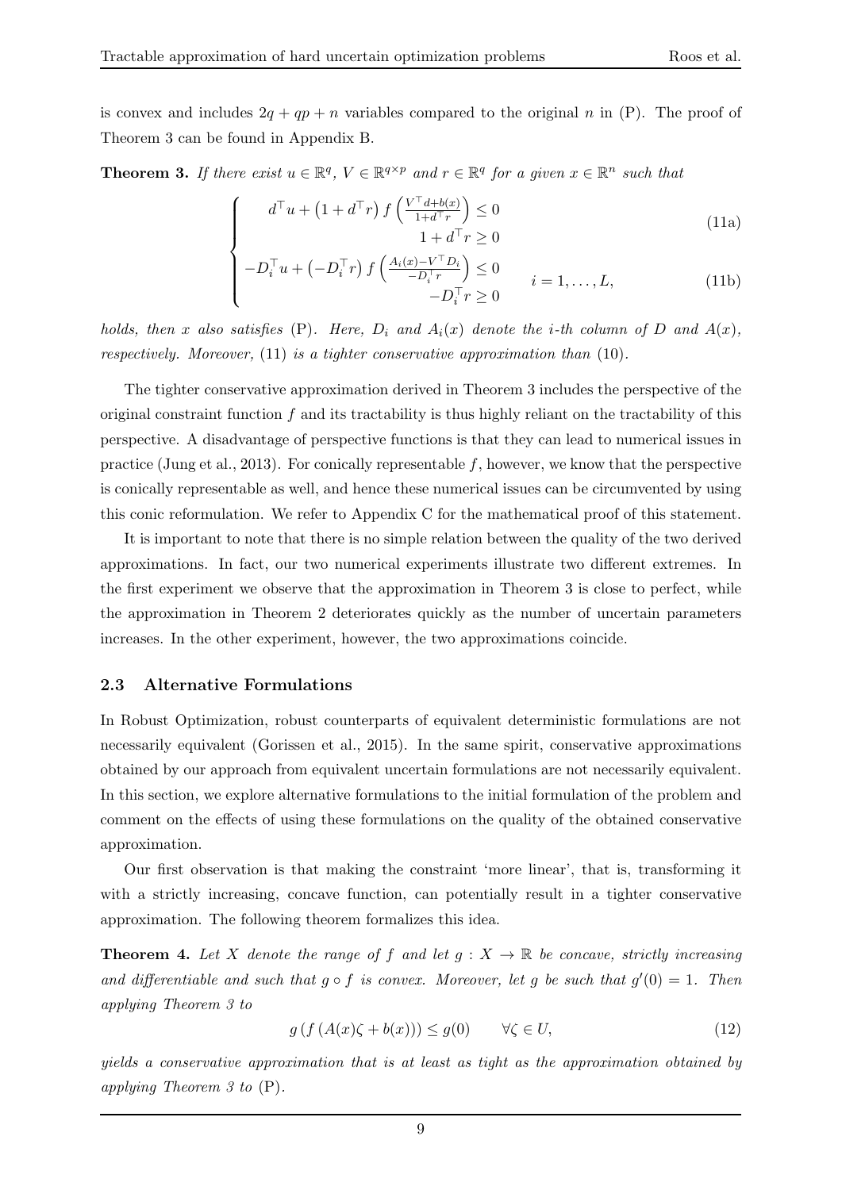is convex and includes $2q + qp + n$ variables compared to the original $n$ in (P). The proof of Theorem 3 can be found in Appendix B.

**Theorem 3.** *If there exist $u \in \mathbb{R}^q$, $V \in \mathbb{R}^{q\times p}$ and $r \in \mathbb{R}^q$ for a given $x \in \mathbb{R}^n$ such that*

$$
\begin{cases}
\begin{aligned}
d^\top u + \left(1 + d^\top r\right) f\left(\frac{V^\top d + b(x)}{1 + d^\top r}\right) &\leq 0 \\
1 + d^\top r &\geq 0
\end{aligned} & \text{(11a)} \\[2ex]
\begin{aligned}
-D_i^\top u + \left(-D_i^\top r\right) f\left(\frac{A_i(x) - V^\top D_i}{-D_i^\top r}\right) &\leq 0 \\
-D_i^\top r &\geq 0
\end{aligned} \qquad i = 1, \dots, L, & \text{(11b)}
\end{cases}
$$

*holds, then $x$ also satisfies* (P). *Here, $D_i$ and $A_i(x)$ denote the $i$-th column of $D$ and $A(x)$, respectively. Moreover,* (11) *is a tighter conservative approximation than* (10).

The tighter conservative approximation derived in Theorem 3 includes the perspective of the original constraint function $f$ and its tractability is thus highly reliant on the tractability of this perspective. A disadvantage of perspective functions is that they can lead to numerical issues in practice (Jung et al., 2013). For conically representable $f$, however, we know that the perspective is conically representable as well, and hence these numerical issues can be circumvented by using this conic reformulation. We refer to Appendix C for the mathematical proof of this statement.

It is important to note that there is no simple relation between the quality of the two derived approximations. In fact, our two numerical experiments illustrate two different extremes. In the first experiment we observe that the approximation in Theorem 3 is close to perfect, while the approximation in Theorem 2 deteriorates quickly as the number of uncertain parameters increases. In the other experiment, however, the two approximations coincide.

### 2.3 Alternative Formulations

In Robust Optimization, robust counterparts of equivalent deterministic formulations are not necessarily equivalent (Gorissen et al., 2015). In the same spirit, conservative approximations obtained by our approach from equivalent uncertain formulations are not necessarily equivalent. In this section, we explore alternative formulations to the initial formulation of the problem and comment on the effects of using these formulations on the quality of the obtained conservative approximation.

Our first observation is that making the constraint 'more linear', that is, transforming it with a strictly increasing, concave function, can potentially result in a tighter conservative approximation. The following theorem formalizes this idea.

**Theorem 4.** *Let $X$ denote the range of $f$ and let $g : X \to \mathbb{R}$ be concave, strictly increasing and differentiable and such that $g \circ f$ is convex. Moreover, let $g$ be such that $g'(0) = 1$. Then applying Theorem 3 to*

$$
g\left(f\left(A(x)\zeta + b(x)\right)\right) \leq g(0) \qquad \forall \zeta \in U, \tag{12}
$$

*yields a conservative approximation that is at least as tight as the approximation obtained by applying Theorem 3 to* (P).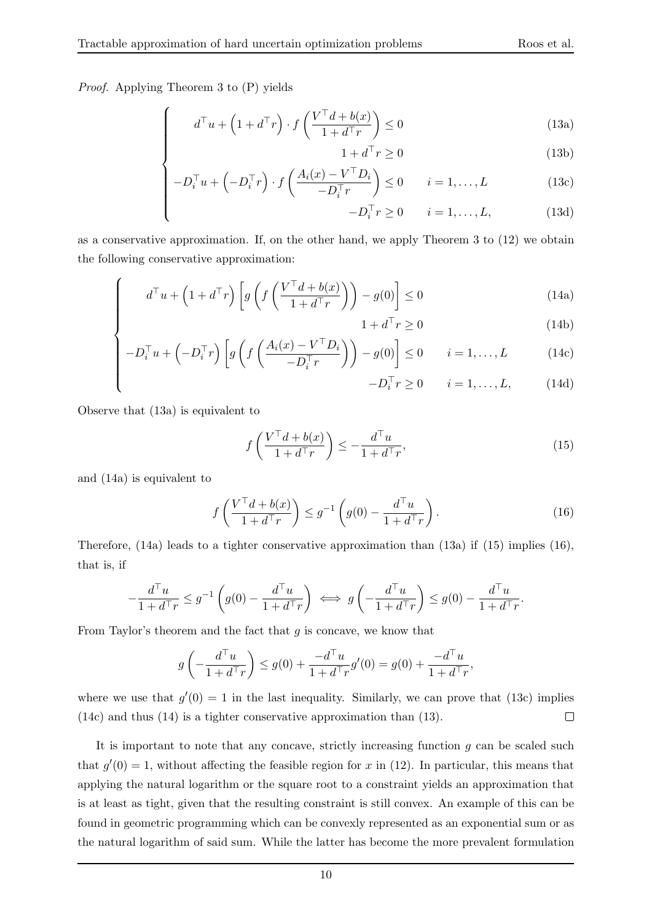*Proof.* Applying Theorem 3 to (P) yields

$$
\begin{cases}
d^\top u + \left(1 + d^\top r\right) \cdot f\left(\dfrac{V^\top d + b(x)}{1 + d^\top r}\right) \leq 0 & \text{(13a)}\\
1 + d^\top r \geq 0 & \text{(13b)}\\
-D_i^\top u + \left(-D_i^\top r\right) \cdot f\left(\dfrac{A_i(x) - V^\top D_i}{-D_i^\top r}\right) \leq 0 \qquad i = 1, \ldots, L & \text{(13c)}\\
-D_i^\top r \geq 0 \qquad i = 1, \ldots, L, & \text{(13d)}
\end{cases}
$$

as a conservative approximation. If, on the other hand, we apply Theorem 3 to (12) we obtain the following conservative approximation:

$$
\begin{cases}
d^\top u + \left(1 + d^\top r\right) \left[g\left(f\left(\dfrac{V^\top d + b(x)}{1 + d^\top r}\right)\right) - g(0)\right] \leq 0 & \text{(14a)}\\
1 + d^\top r \geq 0 & \text{(14b)}\\
-D_i^\top u + \left(-D_i^\top r\right) \left[g\left(f\left(\dfrac{A_i(x) - V^\top D_i}{-D_i^\top r}\right)\right) - g(0)\right] \leq 0 \qquad i = 1, \ldots, L & \text{(14c)}\\
-D_i^\top r \geq 0 \qquad i = 1, \ldots, L, & \text{(14d)}
\end{cases}
$$

Observe that (13a) is equivalent to

$$
f\left(\frac{V^\top d + b(x)}{1 + d^\top r}\right) \leq -\frac{d^\top u}{1 + d^\top r}, \tag{15}
$$

and (14a) is equivalent to

$$
f\left(\frac{V^\top d + b(x)}{1 + d^\top r}\right) \leq g^{-1}\left(g(0) - \frac{d^\top u}{1 + d^\top r}\right). \tag{16}
$$

Therefore, (14a) leads to a tighter conservative approximation than (13a) if (15) implies (16), that is, if

$$
-\frac{d^\top u}{1 + d^\top r} \leq g^{-1}\left(g(0) - \frac{d^\top u}{1 + d^\top r}\right) \iff g\left(-\frac{d^\top u}{1 + d^\top r}\right) \leq g(0) - \frac{d^\top u}{1 + d^\top r}.
$$

From Taylor's theorem and the fact that $g$ is concave, we know that

$$
g\left(-\frac{d^\top u}{1 + d^\top r}\right) \leq g(0) + \frac{-d^\top u}{1 + d^\top r} g'(0) = g(0) + \frac{-d^\top u}{1 + d^\top r},
$$

where we use that $g'(0) = 1$ in the last inequality. Similarly, we can prove that (13c) implies (14c) and thus (14) is a tighter conservative approximation than (13). □

It is important to note that any concave, strictly increasing function $g$ can be scaled such that $g'(0) = 1$, without affecting the feasible region for $x$ in (12). In particular, this means that applying the natural logarithm or the square root to a constraint yields an approximation that is at least as tight, given that the resulting constraint is still convex. An example of this can be found in geometric programming which can be convexly represented as an exponential sum or as the natural logarithm of said sum. While the latter has become the more prevalent formulation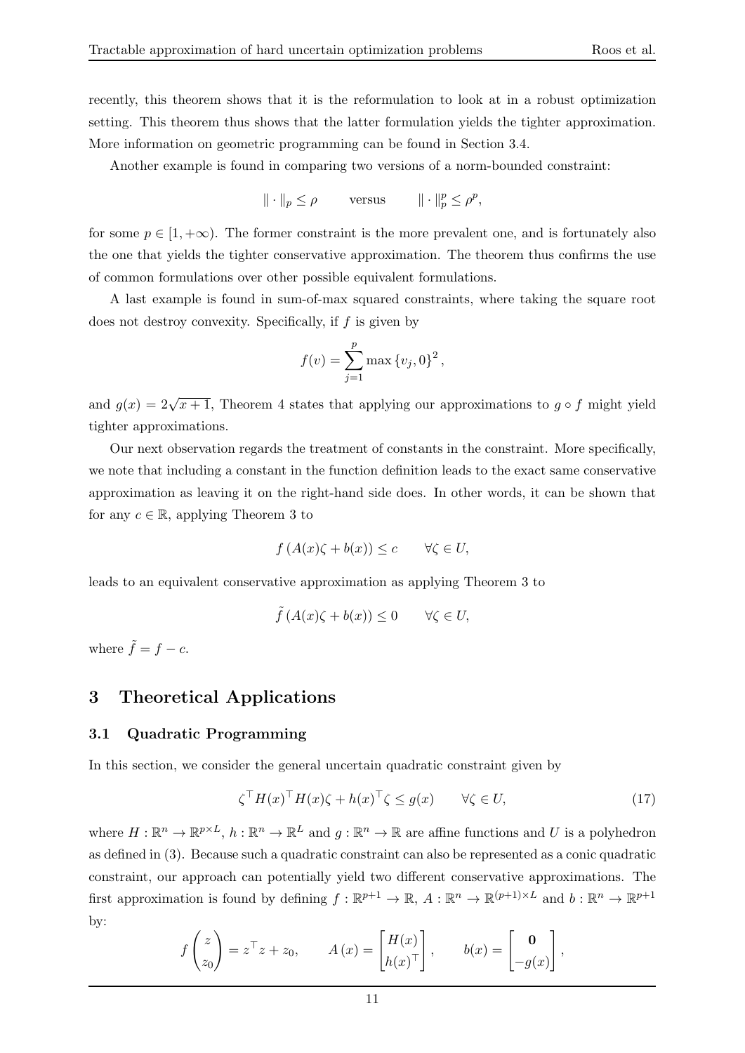recently, this theorem shows that it is the reformulation to look at in a robust optimization setting. This theorem thus shows that the latter formulation yields the tighter approximation. More information on geometric programming can be found in Section 3.4.

Another example is found in comparing two versions of a norm-bounded constraint:

$$\|\cdot\|_p \leq \rho \qquad \text{versus} \qquad \|\cdot\|_p^p \leq \rho^p,$$

for some $p \in [1, +\infty)$. The former constraint is the more prevalent one, and is fortunately also the one that yields the tighter conservative approximation. The theorem thus confirms the use of common formulations over other possible equivalent formulations.

A last example is found in sum-of-max squared constraints, where taking the square root does not destroy convexity. Specifically, if $f$ is given by

$$f(v) = \sum_{j=1}^{p} \max\{v_j, 0\}^2,$$

and $g(x) = 2\sqrt{x+1}$, Theorem 4 states that applying our approximations to $g \circ f$ might yield tighter approximations.

Our next observation regards the treatment of constants in the constraint. More specifically, we note that including a constant in the function definition leads to the exact same conservative approximation as leaving it on the right-hand side does. In other words, it can be shown that for any $c \in \mathbb{R}$, applying Theorem 3 to

$$f(A(x)\zeta + b(x)) \leq c \qquad \forall \zeta \in U,$$

leads to an equivalent conservative approximation as applying Theorem 3 to

$$\tilde{f}(A(x)\zeta + b(x)) \leq 0 \qquad \forall \zeta \in U,$$

where $\tilde{f} = f - c$.

## 3 Theoretical Applications

### 3.1 Quadratic Programming

In this section, we consider the general uncertain quadratic constraint given by

$$\zeta^\top H(x)^\top H(x)\zeta + h(x)^\top \zeta \leq g(x) \qquad \forall \zeta \in U, \tag{17}$$

where $H : \mathbb{R}^n \to \mathbb{R}^{p \times L}$, $h : \mathbb{R}^n \to \mathbb{R}^L$ and $g : \mathbb{R}^n \to \mathbb{R}$ are affine functions and $U$ is a polyhedron as defined in (3). Because such a quadratic constraint can also be represented as a conic quadratic constraint, our approach can potentially yield two different conservative approximations. The first approximation is found by defining $f : \mathbb{R}^{p+1} \to \mathbb{R}$, $A : \mathbb{R}^n \to \mathbb{R}^{(p+1)\times L}$ and $b : \mathbb{R}^n \to \mathbb{R}^{p+1}$ by:

$$f\begin{pmatrix} z \\ z_0 \end{pmatrix} = z^\top z + z_0, \qquad A(x) = \begin{bmatrix} H(x) \\ h(x)^\top \end{bmatrix}, \qquad b(x) = \begin{bmatrix} \mathbf{0} \\ -g(x) \end{bmatrix},$$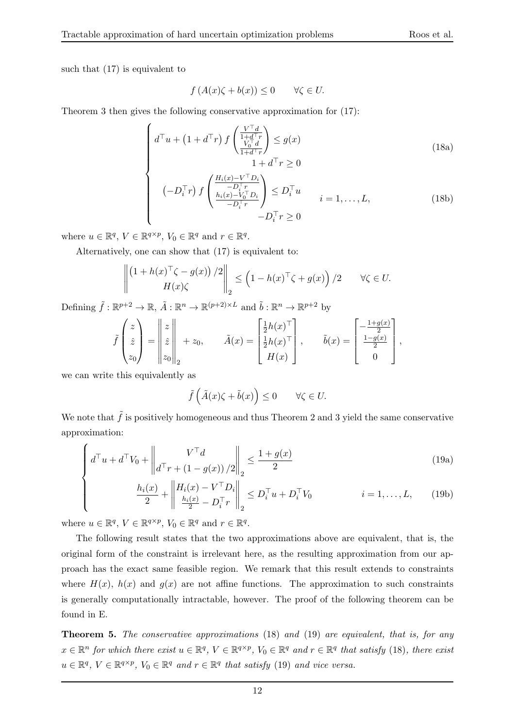such that (17) is equivalent to

$$f\left(A(x)\zeta + b(x)\right) \leq 0 \qquad \forall \zeta \in U.$$

Theorem 3 then gives the following conservative approximation for (17):

$$\begin{cases} d^\top u + \left(1 + d^\top r\right) f \begin{pmatrix} \frac{V^\top d}{1+d^\top r} \\ \frac{V_0^\top d}{1+d^\top r} \end{pmatrix} \leq g(x) \\ \qquad\qquad\qquad\qquad 1 + d^\top r \geq 0 & \text{(18a)} \\ \left(-D_i^\top r\right) f \begin{pmatrix} \frac{H_i(x) - V^\top D_i}{-D_i^\top r} \\ \frac{h_i(x) - V_0^\top D_i}{-D_i^\top r} \end{pmatrix} \leq D_i^\top u \qquad i = 1, \ldots, L, \\ \qquad\qquad\qquad\qquad -D_i^\top r \geq 0 & \text{(18b)} \end{cases}$$

where $u \in \mathbb{R}^q$, $V \in \mathbb{R}^{q\times p}$, $V_0 \in \mathbb{R}^q$ and $r \in \mathbb{R}^q$.

Alternatively, one can show that (17) is equivalent to:

$$\left\| \begin{matrix} \left(1 + h(x)^\top \zeta - g(x)\right)/2 \\ H(x)\zeta \end{matrix} \right\|_2 \leq \left(1 - h(x)^\top \zeta + g(x)\right)/2 \qquad \forall \zeta \in U.$$

Defining $\tilde{f} : \mathbb{R}^{p+2} \to \mathbb{R}$, $\tilde{A} : \mathbb{R}^n \to \mathbb{R}^{(p+2)\times L}$ and $\tilde{b} : \mathbb{R}^n \to \mathbb{R}^{p+2}$ by

$$\tilde{f}\begin{pmatrix} z \\ \hat{z} \\ z_0 \end{pmatrix} = \left\| \begin{matrix} z \\ \hat{z} \\ z_0 \end{matrix} \right\|_2 + z_0, \qquad \tilde{A}(x) = \begin{bmatrix} \frac{1}{2}h(x)^\top \\ \frac{1}{2}h(x)^\top \\ H(x) \end{bmatrix}, \qquad \tilde{b}(x) = \begin{bmatrix} -\frac{1+g(x)}{2} \\ \frac{1-g(x)}{2} \\ 0 \end{bmatrix},$$

we can write this equivalently as

$$\tilde{f}\left(\tilde{A}(x)\zeta + \tilde{b}(x)\right) \leq 0 \qquad \forall \zeta \in U.$$

We note that $\tilde{f}$ is positively homogeneous and thus Theorem 2 and 3 yield the same conservative approximation:

$$\begin{cases} d^\top u + d^\top V_0 + \left\| \begin{matrix} V^\top d \\ d^\top r + (1 - g(x))/2 \end{matrix} \right\|_2 \leq \frac{1 + g(x)}{2} & \text{(19a)} \\ \frac{h_i(x)}{2} + \left\| \begin{matrix} H_i(x) - V^\top D_i \\ \frac{h_i(x)}{2} - D_i^\top r \end{matrix} \right\|_2 \leq D_i^\top u + D_i^\top V_0 \qquad i = 1, \ldots, L, & \text{(19b)} \end{cases}$$

where $u \in \mathbb{R}^q$, $V \in \mathbb{R}^{q\times p}$, $V_0 \in \mathbb{R}^q$ and $r \in \mathbb{R}^q$.

The following result states that the two approximations above are equivalent, that is, the original form of the constraint is irrelevant here, as the resulting approximation from our approach has the exact same feasible region. We remark that this result extends to constraints where $H(x)$, $h(x)$ and $g(x)$ are not affine functions. The approximation to such constraints is generally computationally intractable, however. The proof of the following theorem can be found in E.

**Theorem 5.** *The conservative approximations* (18) *and* (19) *are equivalent, that is, for any $x \in \mathbb{R}^n$ for which there exist $u \in \mathbb{R}^q$, $V \in \mathbb{R}^{q\times p}$, $V_0 \in \mathbb{R}^q$ and $r \in \mathbb{R}^q$ that satisfy* (18)*, there exist $u \in \mathbb{R}^q$, $V \in \mathbb{R}^{q\times p}$, $V_0 \in \mathbb{R}^q$ and $r \in \mathbb{R}^q$ that satisfy* (19) *and vice versa.*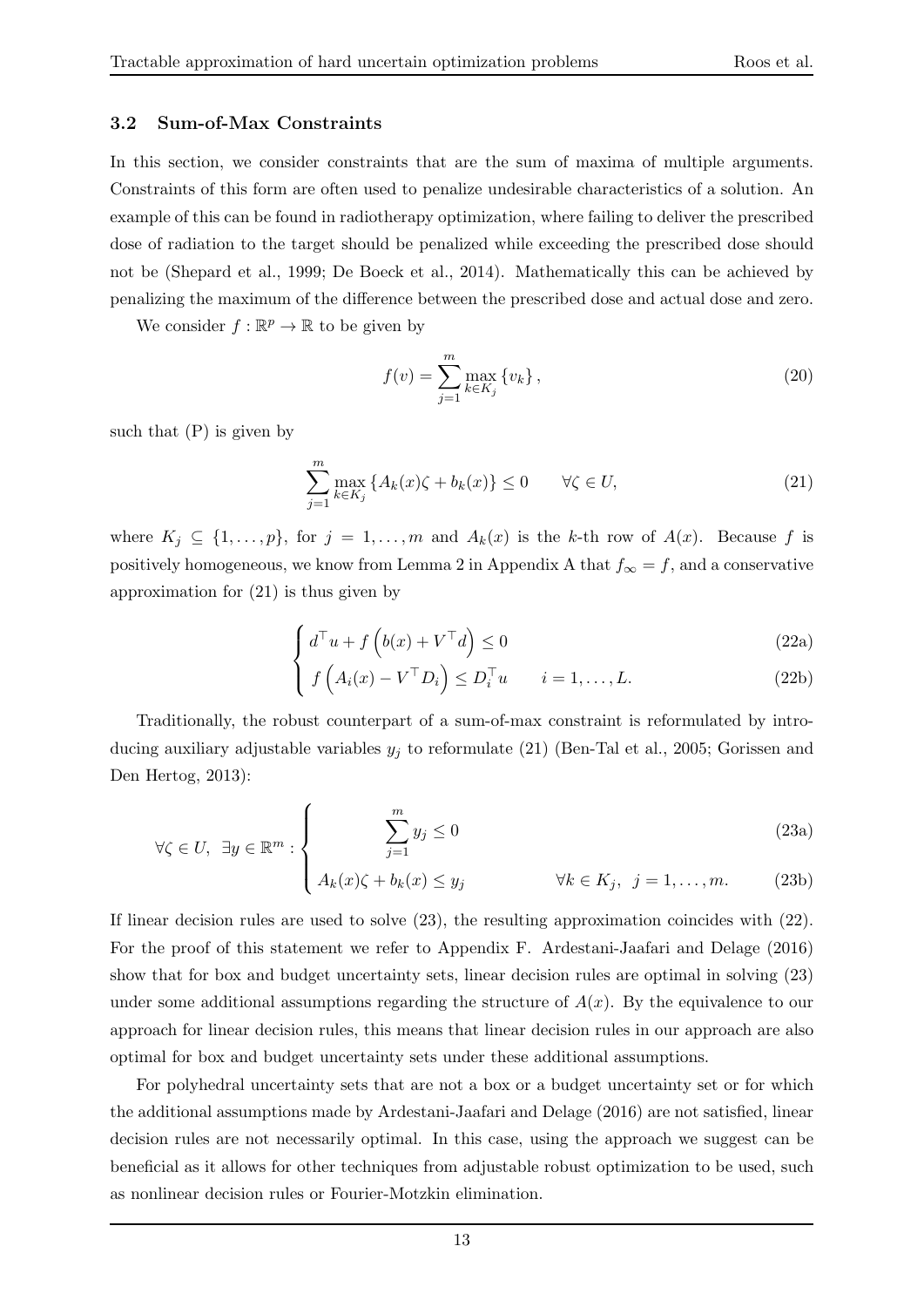### 3.2 Sum-of-Max Constraints

In this section, we consider constraints that are the sum of maxima of multiple arguments. Constraints of this form are often used to penalize undesirable characteristics of a solution. An example of this can be found in radiotherapy optimization, where failing to deliver the prescribed dose of radiation to the target should be penalized while exceeding the prescribed dose should not be (Shepard et al., 1999; De Boeck et al., 2014). Mathematically this can be achieved by penalizing the maximum of the difference between the prescribed dose and actual dose and zero.

We consider $f : \mathbb{R}^p \to \mathbb{R}$ to be given by

$$f(v) = \sum_{j=1}^{m} \max_{k \in K_j} \{v_k\}, \tag{20}$$

such that (P) is given by

$$\sum_{j=1}^{m} \max_{k \in K_j} \{A_k(x)\zeta + b_k(x)\} \leq 0 \qquad \forall \zeta \in U, \tag{21}$$

where $K_j \subseteq \{1, \ldots, p\}$, for $j = 1, \ldots, m$ and $A_k(x)$ is the $k$-th row of $A(x)$. Because $f$ is positively homogeneous, we know from Lemma 2 in Appendix A that $f_\infty = f$, and a conservative approximation for (21) is thus given by

$$\begin{cases} d^\top u + f\left(b(x) + V^\top d\right) \leq 0 & \text{(22a)} \\ f\left(A_i(x) - V^\top D_i\right) \leq D_i^\top u \qquad i = 1, \ldots, L. & \text{(22b)} \end{cases}$$

Traditionally, the robust counterpart of a sum-of-max constraint is reformulated by introducing auxiliary adjustable variables $y_j$ to reformulate (21) (Ben-Tal et al., 2005; Gorissen and Den Hertog, 2013):

$$\forall \zeta \in U, \;\; \exists y \in \mathbb{R}^m : \begin{cases} \displaystyle\sum_{j=1}^{m} y_j \leq 0 & \text{(23a)} \\ A_k(x)\zeta + b_k(x) \leq y_j \qquad \forall k \in K_j, \;\; j = 1, \ldots, m. & \text{(23b)} \end{cases}$$

If linear decision rules are used to solve (23), the resulting approximation coincides with (22). For the proof of this statement we refer to Appendix F. Ardestani-Jaafari and Delage (2016) show that for box and budget uncertainty sets, linear decision rules are optimal in solving (23) under some additional assumptions regarding the structure of $A(x)$. By the equivalence to our approach for linear decision rules, this means that linear decision rules in our approach are also optimal for box and budget uncertainty sets under these additional assumptions.

For polyhedral uncertainty sets that are not a box or a budget uncertainty set or for which the additional assumptions made by Ardestani-Jaafari and Delage (2016) are not satisfied, linear decision rules are not necessarily optimal. In this case, using the approach we suggest can be beneficial as it allows for other techniques from adjustable robust optimization to be used, such as nonlinear decision rules or Fourier-Motzkin elimination.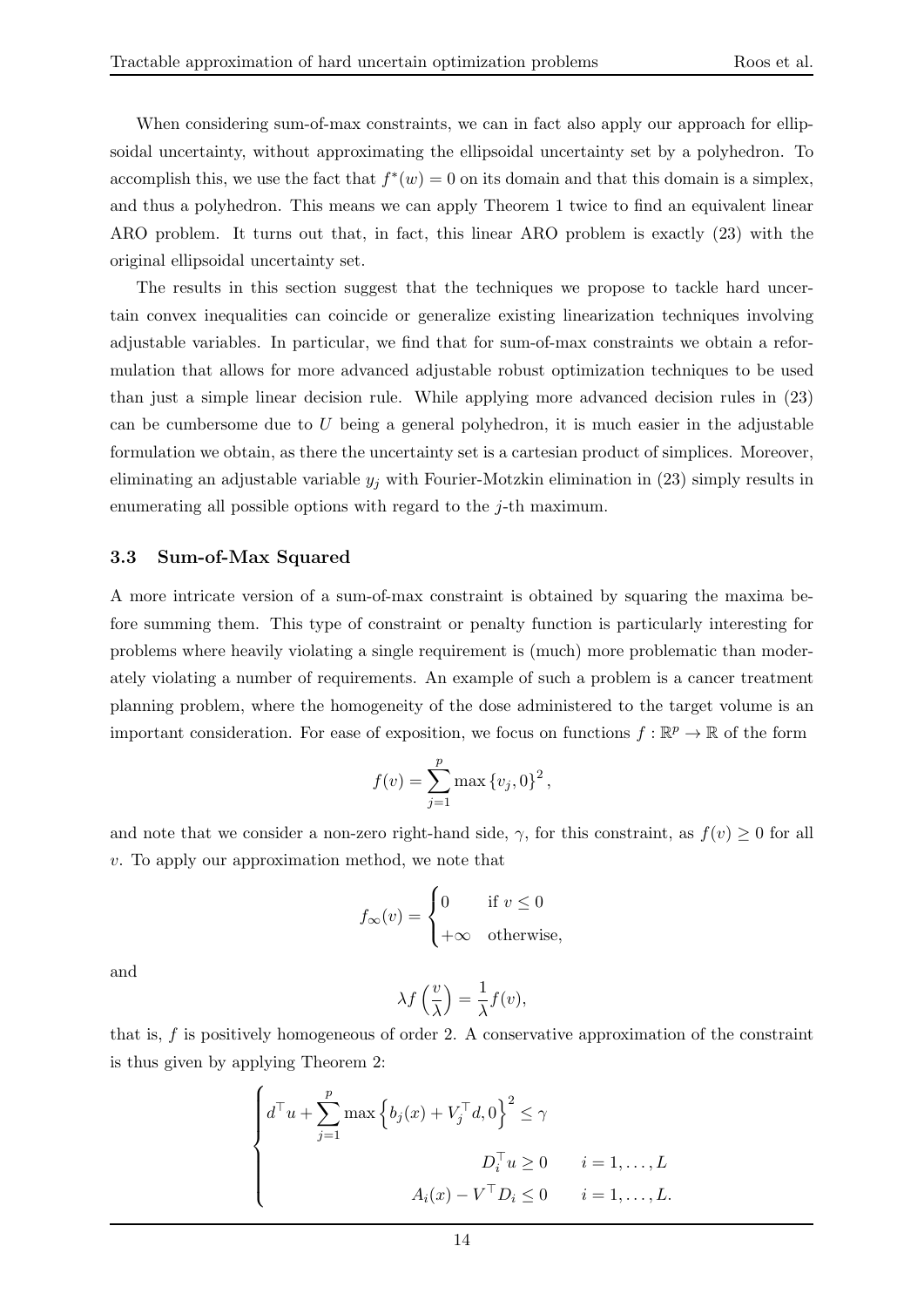When considering sum-of-max constraints, we can in fact also apply our approach for ellipsoidal uncertainty, without approximating the ellipsoidal uncertainty set by a polyhedron. To accomplish this, we use the fact that $f^*(w) = 0$ on its domain and that this domain is a simplex, and thus a polyhedron. This means we can apply Theorem 1 twice to find an equivalent linear ARO problem. It turns out that, in fact, this linear ARO problem is exactly (23) with the original ellipsoidal uncertainty set.

The results in this section suggest that the techniques we propose to tackle hard uncertain convex inequalities can coincide or generalize existing linearization techniques involving adjustable variables. In particular, we find that for sum-of-max constraints we obtain a reformulation that allows for more advanced adjustable robust optimization techniques to be used than just a simple linear decision rule. While applying more advanced decision rules in (23) can be cumbersome due to $U$ being a general polyhedron, it is much easier in the adjustable formulation we obtain, as there the uncertainty set is a cartesian product of simplices. Moreover, eliminating an adjustable variable $y_j$ with Fourier-Motzkin elimination in (23) simply results in enumerating all possible options with regard to the $j$-th maximum.

### 3.3 Sum-of-Max Squared

A more intricate version of a sum-of-max constraint is obtained by squaring the maxima before summing them. This type of constraint or penalty function is particularly interesting for problems where heavily violating a single requirement is (much) more problematic than moderately violating a number of requirements. An example of such a problem is a cancer treatment planning problem, where the homogeneity of the dose administered to the target volume is an important consideration. For ease of exposition, we focus on functions $f : \mathbb{R}^p \to \mathbb{R}$ of the form

$$f(v) = \sum_{j=1}^{p} \max\left\{v_j, 0\right\}^2,$$

and note that we consider a non-zero right-hand side, $\gamma$, for this constraint, as $f(v) \geq 0$ for all $v$. To apply our approximation method, we note that

$$f_\infty(v) = \begin{cases} 0 & \text{if } v \leq 0 \\ +\infty & \text{otherwise,} \end{cases}$$

and

$$\lambda f\left(\frac{v}{\lambda}\right) = \frac{1}{\lambda} f(v),$$

that is, $f$ is positively homogeneous of order 2. A conservative approximation of the constraint is thus given by applying Theorem 2:

$$\begin{cases} d^\top u + \displaystyle\sum_{j=1}^{p} \max\left\{b_j(x) + V_j^\top d, 0\right\}^2 \leq \gamma & \\ \qquad\qquad\qquad\qquad D_i^\top u \geq 0 & i = 1, \dots, L \\ \qquad\qquad\qquad A_i(x) - V^\top D_i \leq 0 & i = 1, \dots, L. \end{cases}$$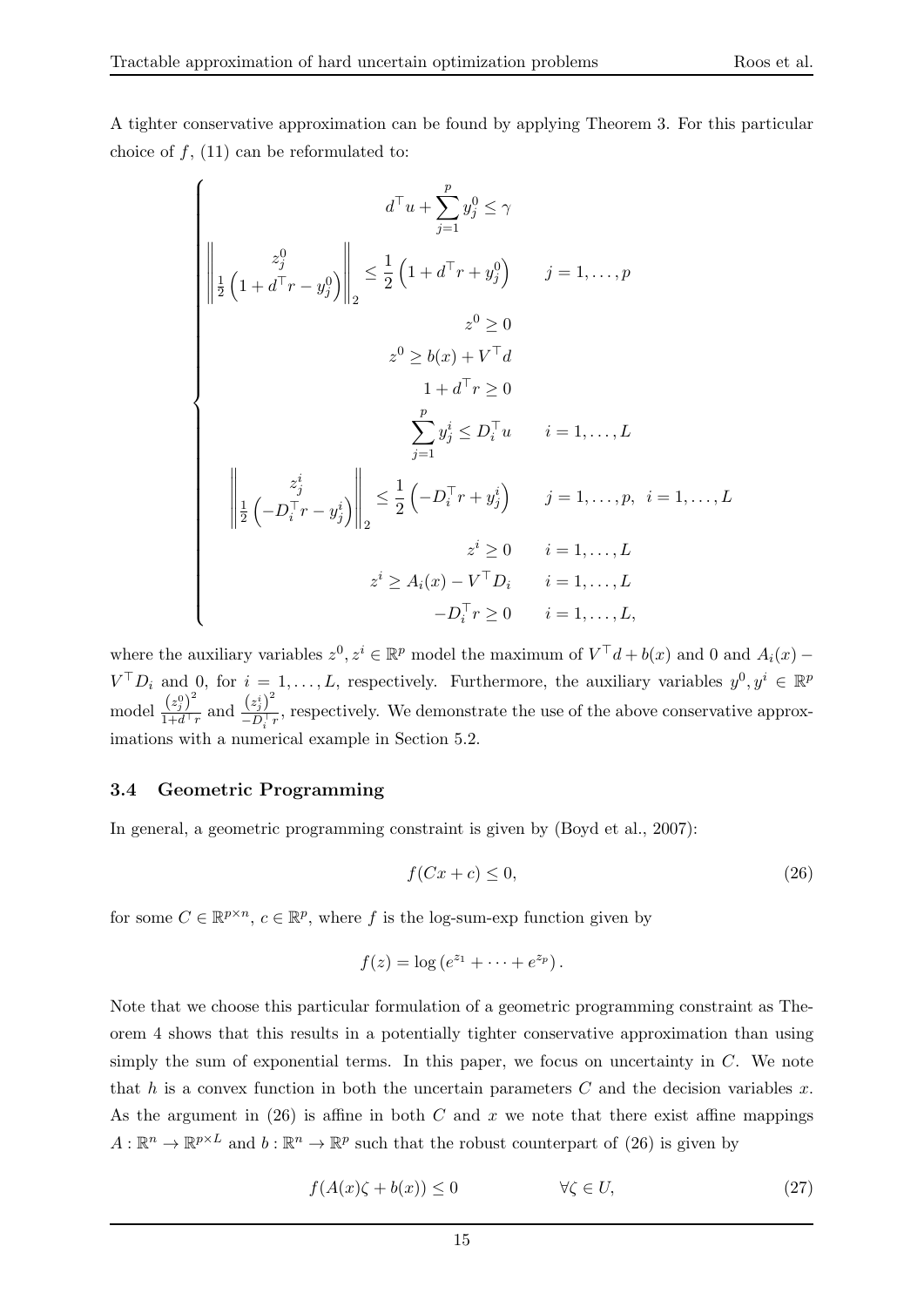A tighter conservative approximation can be found by applying Theorem 3. For this particular choice of $f$, (11) can be reformulated to:

$$
\begin{cases}
d^\top u + \sum_{j=1}^{p} y_j^0 \leq \gamma & \\
\left\| \begin{matrix} z_j^0 \\ \frac{1}{2}\left(1 + d^\top r - y_j^0\right) \end{matrix} \right\|_2 \leq \frac{1}{2}\left(1 + d^\top r + y_j^0\right) & j = 1, \dots, p \\
z^0 \geq 0 & \\
z^0 \geq b(x) + V^\top d & \\
1 + d^\top r \geq 0 & \\
\sum_{j=1}^{p} y_j^i \leq D_i^\top u & i = 1, \dots, L \\
\left\| \begin{matrix} z_j^i \\ \frac{1}{2}\left(-D_i^\top r - y_j^i\right) \end{matrix} \right\|_2 \leq \frac{1}{2}\left(-D_i^\top r + y_j^i\right) & j = 1, \dots, p, \ \ i = 1, \dots, L \\
z^i \geq 0 & i = 1, \dots, L \\
z^i \geq A_i(x) - V^\top D_i & i = 1, \dots, L \\
-D_i^\top r \geq 0 & i = 1, \dots, L,
\end{cases}
$$

where the auxiliary variables $z^0, z^i \in \mathbb{R}^p$ model the maximum of $V^\top d + b(x)$ and 0 and $A_i(x) - V^\top D_i$ and 0, for $i = 1, \dots, L$, respectively. Furthermore, the auxiliary variables $y^0, y^i \in \mathbb{R}^p$ model $\frac{\left(z_j^0\right)^2}{1+d^\top r}$ and $\frac{\left(z_j^i\right)^2}{-D_i^\top r}$, respectively. We demonstrate the use of the above conservative approximations with a numerical example in Section 5.2.

### 3.4 Geometric Programming

In general, a geometric programming constraint is given by (Boyd et al., 2007):

$$
f(Cx + c) \leq 0, \tag{26}
$$

for some $C \in \mathbb{R}^{p \times n}$, $c \in \mathbb{R}^p$, where $f$ is the log-sum-exp function given by

$$
f(z) = \log\left(e^{z_1} + \dots + e^{z_p}\right).
$$

Note that we choose this particular formulation of a geometric programming constraint as Theorem 4 shows that this results in a potentially tighter conservative approximation than using simply the sum of exponential terms. In this paper, we focus on uncertainty in $C$. We note that $h$ is a convex function in both the uncertain parameters $C$ and the decision variables $x$. As the argument in (26) is affine in both $C$ and $x$ we note that there exist affine mappings $A : \mathbb{R}^n \to \mathbb{R}^{p \times L}$ and $b : \mathbb{R}^n \to \mathbb{R}^p$ such that the robust counterpart of (26) is given by

$$
f(A(x)\zeta + b(x)) \leq 0 \qquad\qquad \forall \zeta \in U, \tag{27}
$$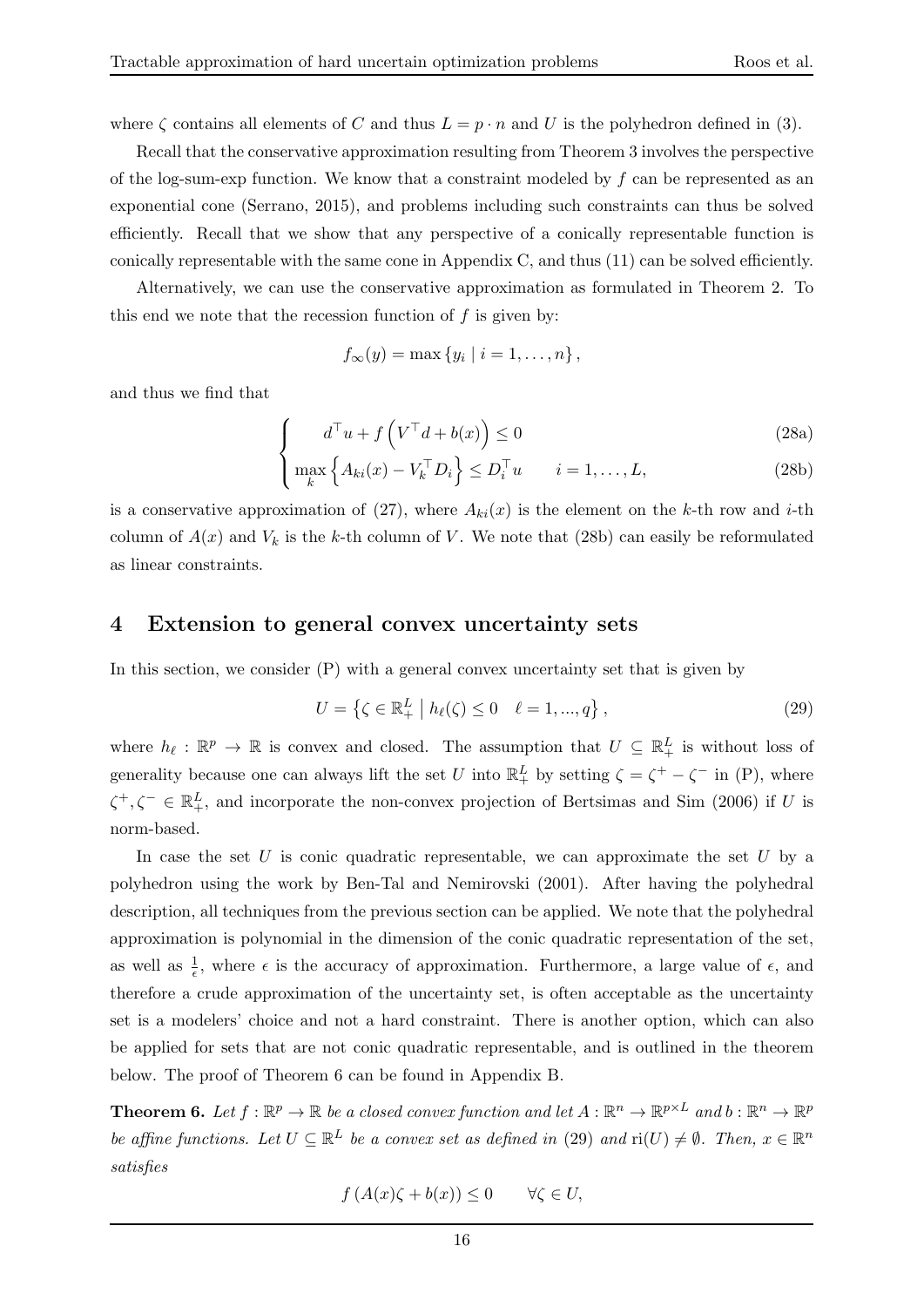where $\zeta$ contains all elements of $C$ and thus $L = p \cdot n$ and $U$ is the polyhedron defined in (3).

Recall that the conservative approximation resulting from Theorem 3 involves the perspective of the log-sum-exp function. We know that a constraint modeled by $f$ can be represented as an exponential cone (Serrano, 2015), and problems including such constraints can thus be solved efficiently. Recall that we show that any perspective of a conically representable function is conically representable with the same cone in Appendix C, and thus (11) can be solved efficiently.

Alternatively, we can use the conservative approximation as formulated in Theorem 2. To this end we note that the recession function of $f$ is given by:

$$
f_\infty(y) = \max\left\{y_i \mid i = 1, \dots, n\right\},
$$

and thus we find that

$$
\begin{cases}
d^\top u + f\left(V^\top d + b(x)\right) \leq 0 & \text{(28a)} \\
\max_k \left\{A_{ki}(x) - V_k^\top D_i\right\} \leq D_i^\top u \qquad i = 1, \dots, L, & \text{(28b)}
\end{cases}
$$

is a conservative approximation of (27), where $A_{ki}(x)$ is the element on the $k$-th row and $i$-th column of $A(x)$ and $V_k$ is the $k$-th column of $V$. We note that (28b) can easily be reformulated as linear constraints.

## 4 Extension to general convex uncertainty sets

In this section, we consider (P) with a general convex uncertainty set that is given by

$$
U = \left\{\zeta \in \mathbb{R}^L_+ \;\middle|\; h_\ell(\zeta) \leq 0 \quad \ell = 1, ..., q\right\}, \tag{29}
$$

where $h_\ell : \mathbb{R}^p \to \mathbb{R}$ is convex and closed. The assumption that $U \subseteq \mathbb{R}^L_+$ is without loss of generality because one can always lift the set $U$ into $\mathbb{R}^L_+$ by setting $\zeta = \zeta^+ - \zeta^-$ in (P), where $\zeta^+, \zeta^- \in \mathbb{R}^L_+$, and incorporate the non-convex projection of Bertsimas and Sim (2006) if $U$ is norm-based.

In case the set $U$ is conic quadratic representable, we can approximate the set $U$ by a polyhedron using the work by Ben-Tal and Nemirovski (2001). After having the polyhedral description, all techniques from the previous section can be applied. We note that the polyhedral approximation is polynomial in the dimension of the conic quadratic representation of the set, as well as $\frac{1}{\epsilon}$, where $\epsilon$ is the accuracy of approximation. Furthermore, a large value of $\epsilon$, and therefore a crude approximation of the uncertainty set, is often acceptable as the uncertainty set is a modelers' choice and not a hard constraint. There is another option, which can also be applied for sets that are not conic quadratic representable, and is outlined in the theorem below. The proof of Theorem 6 can be found in Appendix B.

**Theorem 6.** *Let $f : \mathbb{R}^p \to \mathbb{R}$ be a closed convex function and let $A : \mathbb{R}^n \to \mathbb{R}^{p \times L}$ and $b : \mathbb{R}^n \to \mathbb{R}^p$ be affine functions. Let $U \subseteq \mathbb{R}^L$ be a convex set as defined in (29) and $\mathrm{ri}(U) \neq \emptyset$. Then, $x \in \mathbb{R}^n$ satisfies*

$$
f\left(A(x)\zeta + b(x)\right) \leq 0 \qquad \forall \zeta \in U,
$$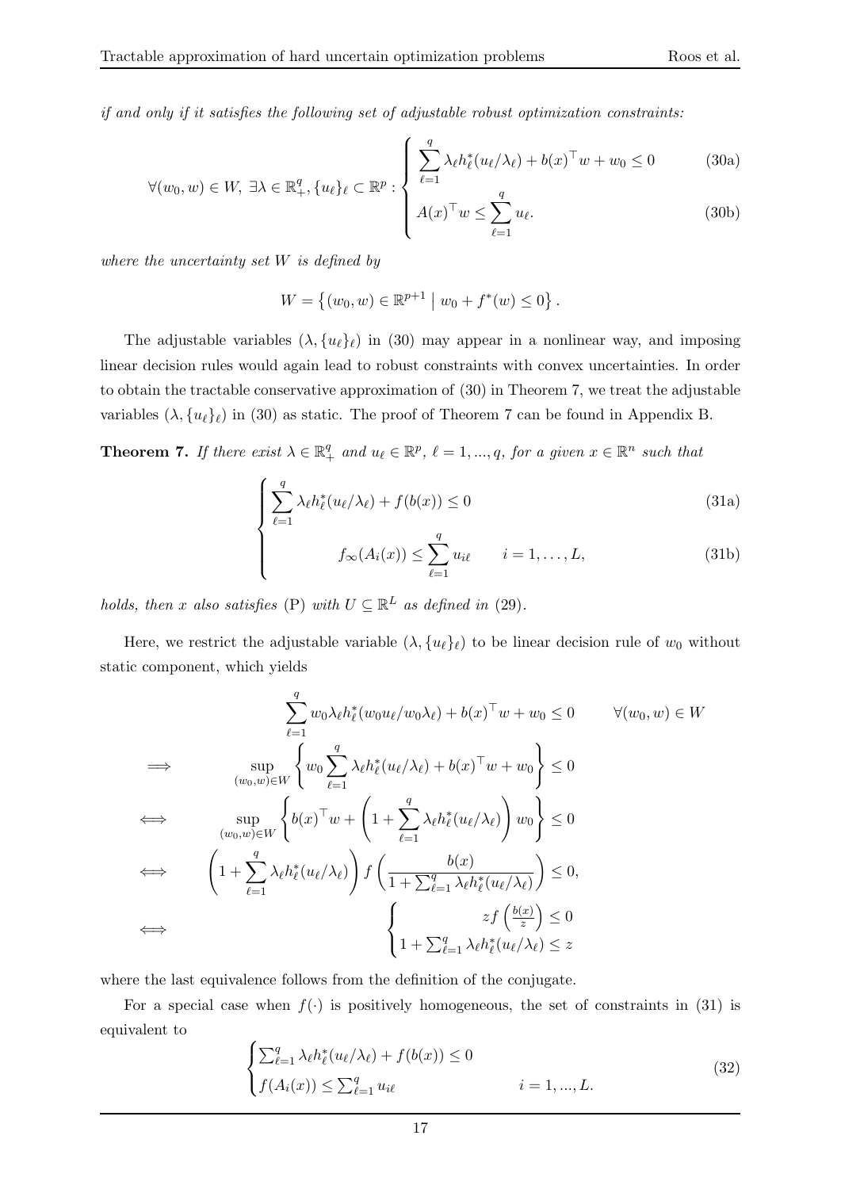*if and only if it satisfies the following set of adjustable robust optimization constraints:*

$$
\forall (w_0, w) \in W, \; \exists \lambda \in \mathbb{R}^q_+, \{u_\ell\}_\ell \subset \mathbb{R}^p : \begin{cases} \sum_{\ell=1}^{q} \lambda_\ell h_\ell^*(u_\ell/\lambda_\ell) + b(x)^\top w + w_0 \le 0 & \text{(30a)} \\ A(x)^\top w \le \sum_{\ell=1}^{q} u_\ell. & \text{(30b)} \end{cases}
$$

*where the uncertainty set $W$ is defined by*

$$
W = \left\{ (w_0, w) \in \mathbb{R}^{p+1} \mid w_0 + f^*(w) \le 0 \right\}.
$$

The adjustable variables $(\lambda, \{u_\ell\}_\ell)$ in (30) may appear in a nonlinear way, and imposing linear decision rules would again lead to robust constraints with convex uncertainties. In order to obtain the tractable conservative approximation of (30) in Theorem 7, we treat the adjustable variables $(\lambda, \{u_\ell\}_\ell)$ in (30) as static. The proof of Theorem 7 can be found in Appendix B.

**Theorem 7.** *If there exist $\lambda \in \mathbb{R}^q_+$ and $u_\ell \in \mathbb{R}^p$, $\ell = 1, ..., q$, for a given $x \in \mathbb{R}^n$ such that*

$$
\begin{cases} \sum_{\ell=1}^{q} \lambda_\ell h_\ell^*(u_\ell/\lambda_\ell) + f(b(x)) \le 0 & \text{(31a)} \\ f_\infty(A_i(x)) \le \sum_{\ell=1}^{q} u_{i\ell} \qquad i = 1, \ldots, L, & \text{(31b)} \end{cases}
$$

*holds, then $x$ also satisfies* (P) *with $U \subseteq \mathbb{R}^L$ as defined in* (29).

Here, we restrict the adjustable variable $(\lambda, \{u_\ell\}_\ell)$ to be linear decision rule of $w_0$ without static component, which yields

$$
\begin{aligned}
& \sum_{\ell=1}^{q} w_0 \lambda_\ell h_\ell^*(w_0 u_\ell / w_0 \lambda_\ell) + b(x)^\top w + w_0 \le 0 \qquad \forall (w_0, w) \in W \\
\implies \quad & \sup_{(w_0, w) \in W} \left\{ w_0 \sum_{\ell=1}^{q} \lambda_\ell h_\ell^*(u_\ell/\lambda_\ell) + b(x)^\top w + w_0 \right\} \le 0 \\
\iff \quad & \sup_{(w_0, w) \in W} \left\{ b(x)^\top w + \left( 1 + \sum_{\ell=1}^{q} \lambda_\ell h_\ell^*(u_\ell/\lambda_\ell) \right) w_0 \right\} \le 0 \\
\iff \quad & \left( 1 + \sum_{\ell=1}^{q} \lambda_\ell h_\ell^*(u_\ell/\lambda_\ell) \right) f\left( \frac{b(x)}{1 + \sum_{\ell=1}^{q} \lambda_\ell h_\ell^*(u_\ell/\lambda_\ell)} \right) \le 0, \\
\iff \quad & \begin{cases} z f\left(\frac{b(x)}{z}\right) \le 0 \\ 1 + \sum_{\ell=1}^{q} \lambda_\ell h_\ell^*(u_\ell/\lambda_\ell) \le z \end{cases}
\end{aligned}
$$

where the last equivalence follows from the definition of the conjugate.

For a special case when $f(\cdot)$ is positively homogeneous, the set of constraints in (31) is equivalent to

$$
\begin{cases} \sum_{\ell=1}^{q} \lambda_\ell h_\ell^*(u_\ell/\lambda_\ell) + f(b(x)) \le 0 \\ f(A_i(x)) \le \sum_{\ell=1}^{q} u_{i\ell} \qquad i = 1, ..., L. \end{cases} \tag{32}
$$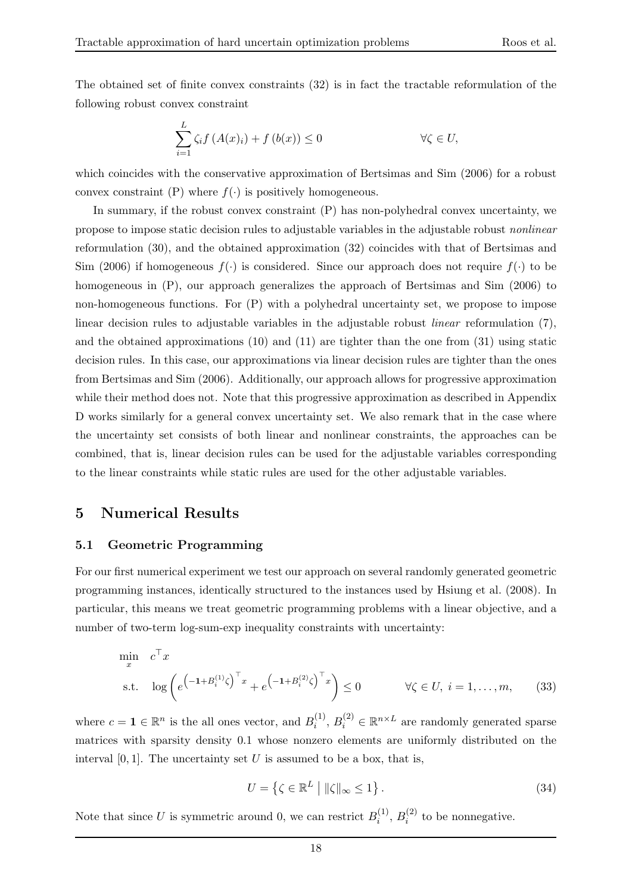The obtained set of finite convex constraints (32) is in fact the tractable reformulation of the following robust convex constraint

$$\sum_{i=1}^{L} \zeta_i f\left(A(x)_i\right) + f\left(b(x)\right) \leq 0 \qquad\qquad \forall \zeta \in U,$$

which coincides with the conservative approximation of Bertsimas and Sim (2006) for a robust convex constraint (P) where $f(\cdot)$ is positively homogeneous.

In summary, if the robust convex constraint (P) has non-polyhedral convex uncertainty, we propose to impose static decision rules to adjustable variables in the adjustable robust *nonlinear* reformulation (30), and the obtained approximation (32) coincides with that of Bertsimas and Sim (2006) if homogeneous $f(\cdot)$ is considered. Since our approach does not require $f(\cdot)$ to be homogeneous in (P), our approach generalizes the approach of Bertsimas and Sim (2006) to non-homogeneous functions. For (P) with a polyhedral uncertainty set, we propose to impose linear decision rules to adjustable variables in the adjustable robust *linear* reformulation (7), and the obtained approximations (10) and (11) are tighter than the one from (31) using static decision rules. In this case, our approximations via linear decision rules are tighter than the ones from Bertsimas and Sim (2006). Additionally, our approach allows for progressive approximation while their method does not. Note that this progressive approximation as described in Appendix D works similarly for a general convex uncertainty set. We also remark that in the case where the uncertainty set consists of both linear and nonlinear constraints, the approaches can be combined, that is, linear decision rules can be used for the adjustable variables corresponding to the linear constraints while static rules are used for the other adjustable variables.

## 5 Numerical Results

### 5.1 Geometric Programming

For our first numerical experiment we test our approach on several randomly generated geometric programming instances, identically structured to the instances used by Hsiung et al. (2008). In particular, this means we treat geometric programming problems with a linear objective, and a number of two-term log-sum-exp inequality constraints with uncertainty:

$$\begin{aligned} \min_{x} \quad & c^\top x \\ \text{s.t.} \quad & \log\left( e^{\left(-\mathbf{1}+B_i^{(1)}\zeta\right)^\top x} + e^{\left(-\mathbf{1}+B_i^{(2)}\zeta\right)^\top x} \right) \leq 0 \qquad \forall \zeta \in U,\ i = 1,\ldots,m, \end{aligned} \tag{33}$$

where $c = \mathbf{1} \in \mathbb{R}^n$ is the all ones vector, and $B_i^{(1)}$, $B_i^{(2)} \in \mathbb{R}^{n \times L}$ are randomly generated sparse matrices with sparsity density 0.1 whose nonzero elements are uniformly distributed on the interval $[0, 1]$. The uncertainty set $U$ is assumed to be a box, that is,

$$U = \left\{ \zeta \in \mathbb{R}^L \;\middle|\; \|\zeta\|_\infty \leq 1 \right\}. \tag{34}$$

Note that since $U$ is symmetric around 0, we can restrict $B_i^{(1)}$, $B_i^{(2)}$ to be nonnegative.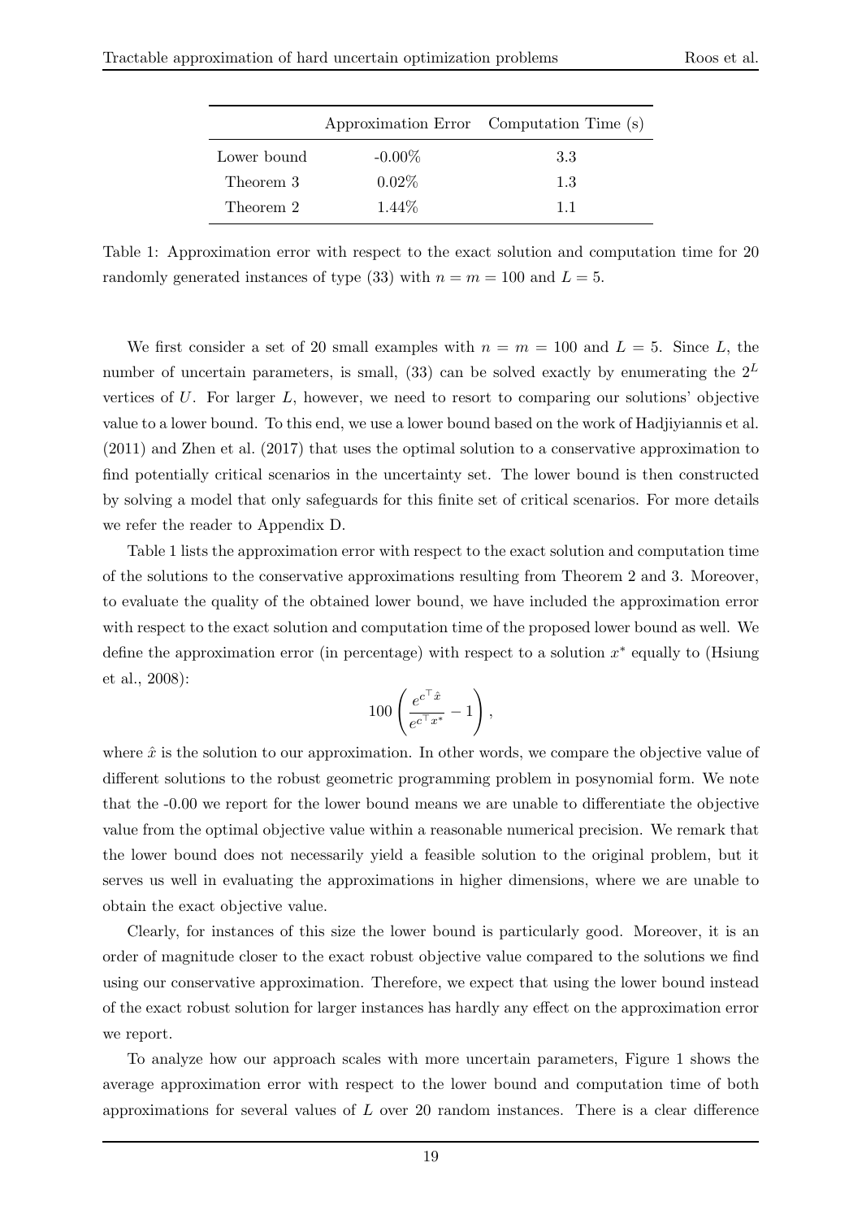| | Approximation Error | Computation Time (s) |
|---|---|---|
| Lower bound | -0.00% | 3.3 |
| Theorem 3 | 0.02% | 1.3 |
| Theorem 2 | 1.44% | 1.1 |

Table 1: Approximation error with respect to the exact solution and computation time for 20 randomly generated instances of type (33) with $n = m = 100$ and $L = 5$.

We first consider a set of 20 small examples with $n = m = 100$ and $L = 5$. Since $L$, the number of uncertain parameters, is small, (33) can be solved exactly by enumerating the $2^L$ vertices of $U$. For larger $L$, however, we need to resort to comparing our solutions' objective value to a lower bound. To this end, we use a lower bound based on the work of Hadjiyiannis et al. (2011) and Zhen et al. (2017) that uses the optimal solution to a conservative approximation to find potentially critical scenarios in the uncertainty set. The lower bound is then constructed by solving a model that only safeguards for this finite set of critical scenarios. For more details we refer the reader to Appendix D.

Table 1 lists the approximation error with respect to the exact solution and computation time of the solutions to the conservative approximations resulting from Theorem 2 and 3. Moreover, to evaluate the quality of the obtained lower bound, we have included the approximation error with respect to the exact solution and computation time of the proposed lower bound as well. We define the approximation error (in percentage) with respect to a solution $x^*$ equally to (Hsiung et al., 2008):

$$100\left(\frac{e^{c^\top \hat{x}}}{e^{c^\top x^*}} - 1\right),$$

where $\hat{x}$ is the solution to our approximation. In other words, we compare the objective value of different solutions to the robust geometric programming problem in posynomial form. We note that the -0.00 we report for the lower bound means we are unable to differentiate the objective value from the optimal objective value within a reasonable numerical precision. We remark that the lower bound does not necessarily yield a feasible solution to the original problem, but it serves us well in evaluating the approximations in higher dimensions, where we are unable to obtain the exact objective value.

Clearly, for instances of this size the lower bound is particularly good. Moreover, it is an order of magnitude closer to the exact robust objective value compared to the solutions we find using our conservative approximation. Therefore, we expect that using the lower bound instead of the exact robust solution for larger instances has hardly any effect on the approximation error we report.

To analyze how our approach scales with more uncertain parameters, Figure 1 shows the average approximation error with respect to the lower bound and computation time of both approximations for several values of $L$ over 20 random instances. There is a clear difference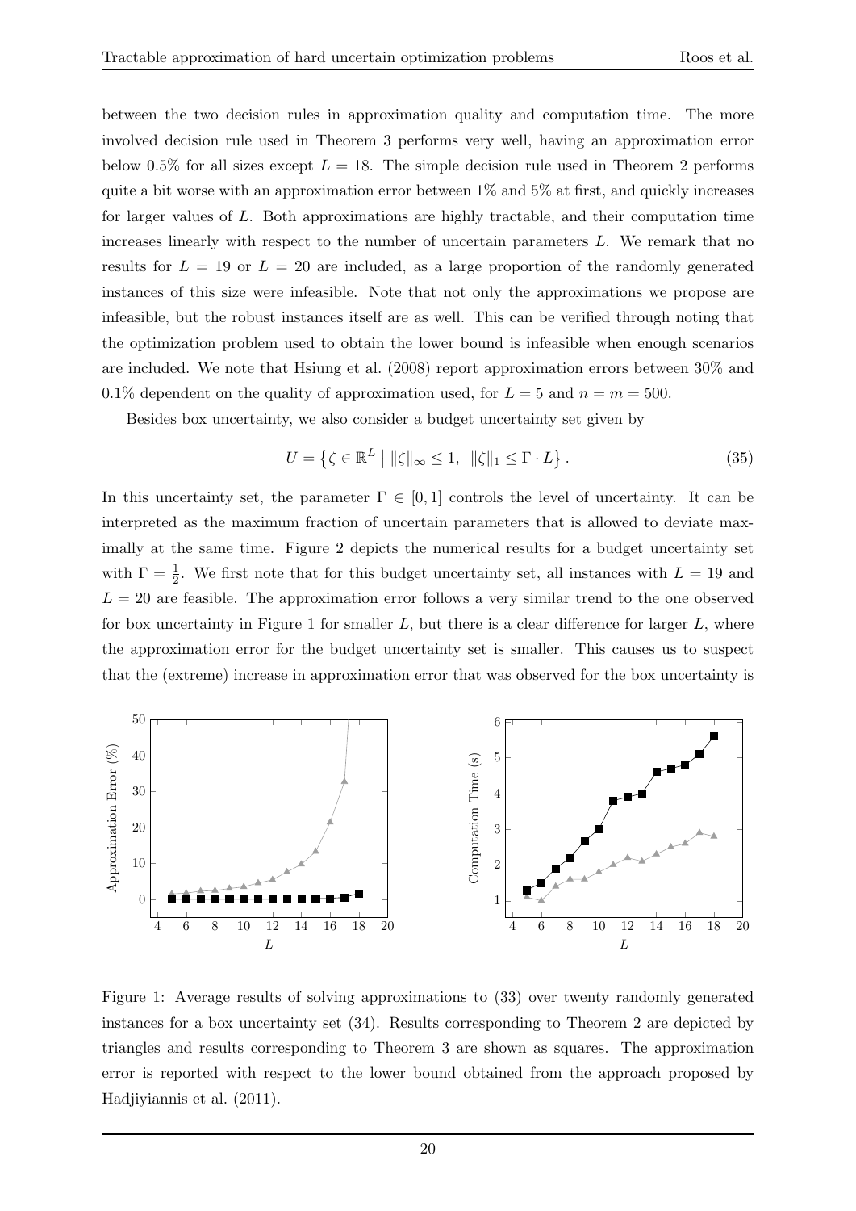between the two decision rules in approximation quality and computation time. The more involved decision rule used in Theorem 3 performs very well, having an approximation error below 0.5% for all sizes except $L = 18$. The simple decision rule used in Theorem 2 performs quite a bit worse with an approximation error between 1% and 5% at first, and quickly increases for larger values of $L$. Both approximations are highly tractable, and their computation time increases linearly with respect to the number of uncertain parameters $L$. We remark that no results for $L = 19$ or $L = 20$ are included, as a large proportion of the randomly generated instances of this size were infeasible. Note that not only the approximations we propose are infeasible, but the robust instances itself are as well. This can be verified through noting that the optimization problem used to obtain the lower bound is infeasible when enough scenarios are included. We note that Hsiung et al. (2008) report approximation errors between 30% and 0.1% dependent on the quality of approximation used, for $L = 5$ and $n = m = 500$.

Besides box uncertainty, we also consider a budget uncertainty set given by

$$U = \left\{ \zeta \in \mathbb{R}^L \mid \|\zeta\|_\infty \leq 1, \ \|\zeta\|_1 \leq \Gamma \cdot L \right\}. \tag{35}$$

In this uncertainty set, the parameter $\Gamma \in [0, 1]$ controls the level of uncertainty. It can be interpreted as the maximum fraction of uncertain parameters that is allowed to deviate maximally at the same time. Figure 2 depicts the numerical results for a budget uncertainty set with $\Gamma = \frac{1}{2}$. We first note that for this budget uncertainty set, all instances with $L = 19$ and $L = 20$ are feasible. The approximation error follows a very similar trend to the one observed for box uncertainty in Figure 1 for smaller $L$, but there is a clear difference for larger $L$, where the approximation error for the budget uncertainty set is smaller. This causes us to suspect that the (extreme) increase in approximation error that was observed for the box uncertainty is

Figure 1: Average results of solving approximations to (33) over twenty randomly generated instances for a box uncertainty set (34). Results corresponding to Theorem 2 are depicted by triangles and results corresponding to Theorem 3 are shown as squares. The approximation error is reported with respect to the lower bound obtained from the approach proposed by Hadjiyiannis et al. (2011).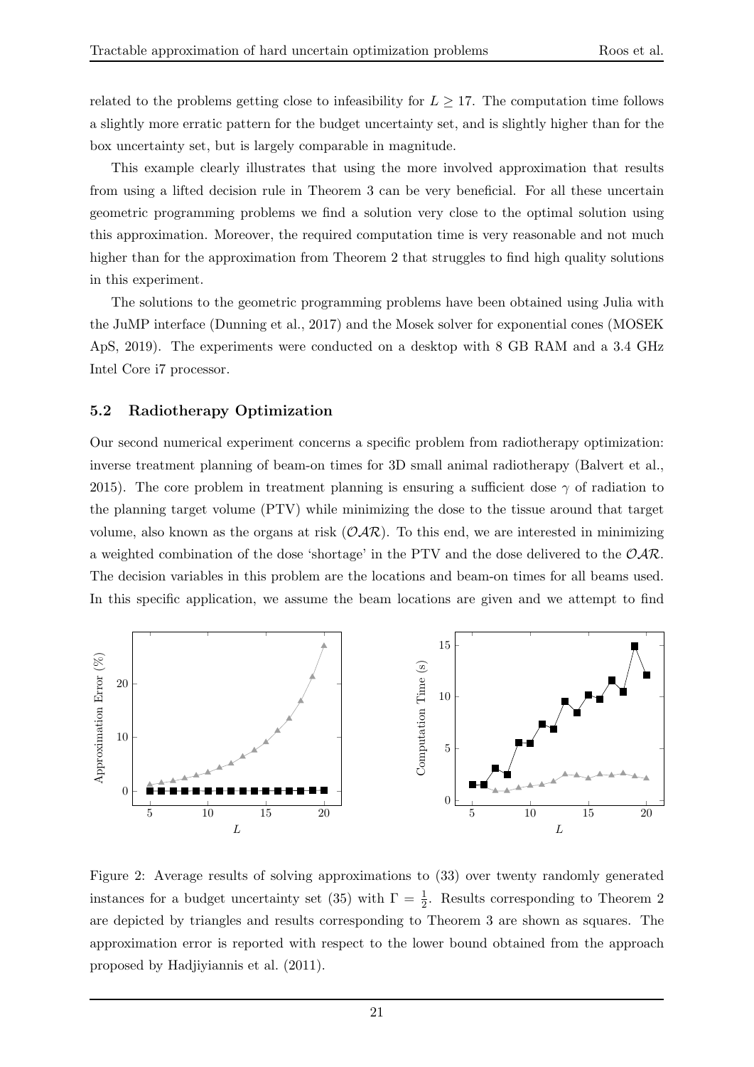related to the problems getting close to infeasibility for $L \geq 17$. The computation time follows a slightly more erratic pattern for the budget uncertainty set, and is slightly higher than for the box uncertainty set, but is largely comparable in magnitude.

This example clearly illustrates that using the more involved approximation that results from using a lifted decision rule in Theorem 3 can be very beneficial. For all these uncertain geometric programming problems we find a solution very close to the optimal solution using this approximation. Moreover, the required computation time is very reasonable and not much higher than for the approximation from Theorem 2 that struggles to find high quality solutions in this experiment.

The solutions to the geometric programming problems have been obtained using Julia with the JuMP interface (Dunning et al., 2017) and the Mosek solver for exponential cones (MOSEK ApS, 2019). The experiments were conducted on a desktop with 8 GB RAM and a 3.4 GHz Intel Core i7 processor.

### 5.2 Radiotherapy Optimization

Our second numerical experiment concerns a specific problem from radiotherapy optimization: inverse treatment planning of beam-on times for 3D small animal radiotherapy (Balvert et al., 2015). The core problem in treatment planning is ensuring a sufficient dose $\gamma$ of radiation to the planning target volume (PTV) while minimizing the dose to the tissue around that target volume, also known as the organs at risk ($\mathcal{OAR}$). To this end, we are interested in minimizing a weighted combination of the dose 'shortage' in the PTV and the dose delivered to the $\mathcal{OAR}$. The decision variables in this problem are the locations and beam-on times for all beams used. In this specific application, we assume the beam locations are given and we attempt to find

Figure 2: Average results of solving approximations to (33) over twenty randomly generated instances for a budget uncertainty set (35) with $\Gamma = \frac{1}{2}$. Results corresponding to Theorem 2 are depicted by triangles and results corresponding to Theorem 3 are shown as squares. The approximation error is reported with respect to the lower bound obtained from the approach proposed by Hadjiyiannis et al. (2011).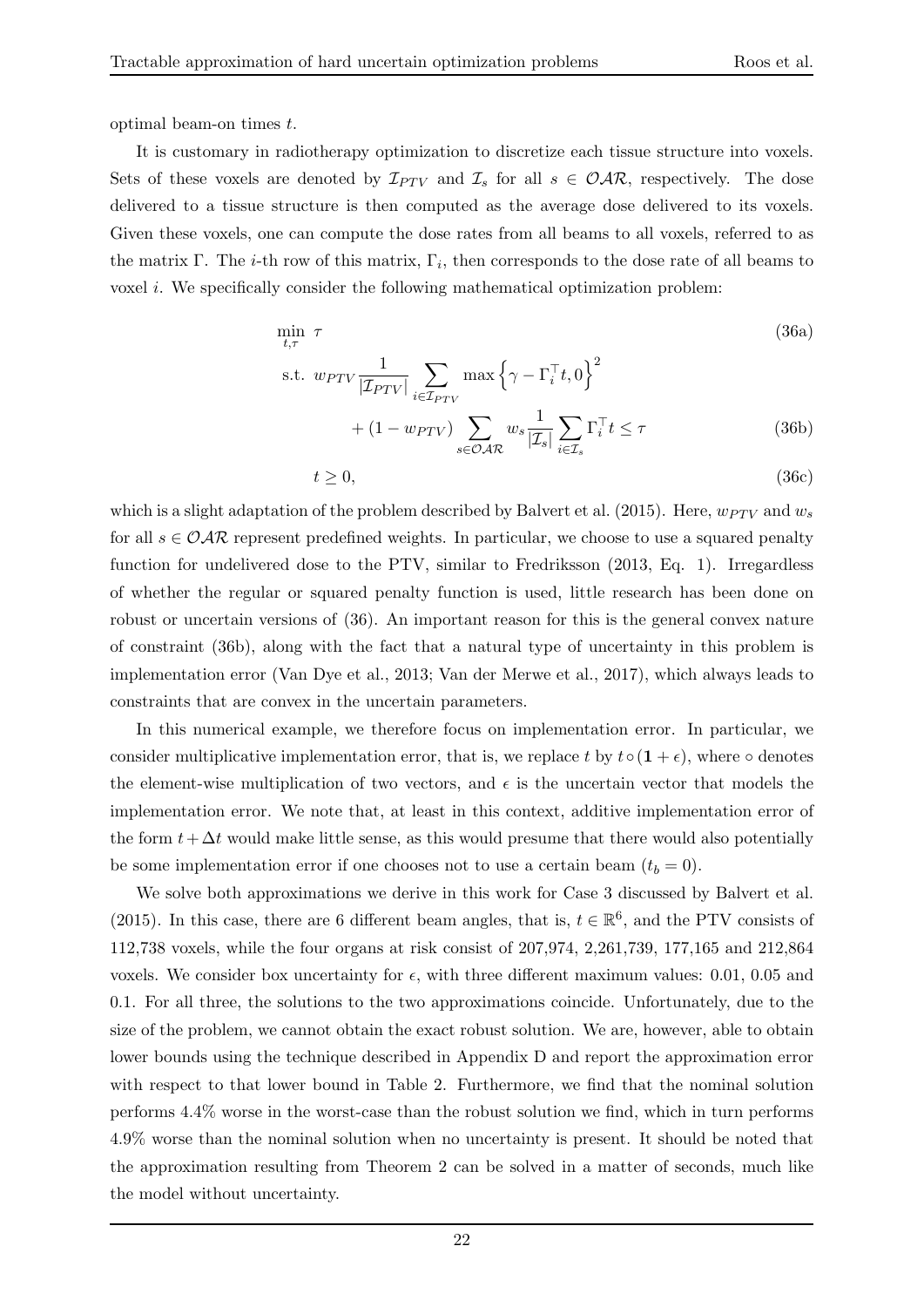optimal beam-on times $t$.

It is customary in radiotherapy optimization to discretize each tissue structure into voxels. Sets of these voxels are denoted by $\mathcal{I}_{PTV}$ and $\mathcal{I}_s$ for all $s \in \mathcal{OAR}$, respectively. The dose delivered to a tissue structure is then computed as the average dose delivered to its voxels. Given these voxels, one can compute the dose rates from all beams to all voxels, referred to as the matrix $\Gamma$. The $i$-th row of this matrix, $\Gamma_i$, then corresponds to the dose rate of all beams to voxel $i$. We specifically consider the following mathematical optimization problem:

$$
\min_{t,\tau} \ \tau \tag{36a}
$$

$$
\text{s.t.} \ w_{PTV} \frac{1}{|\mathcal{I}_{PTV}|} \sum_{i \in \mathcal{I}_{PTV}} \max\left\{\gamma - \Gamma_i^\top t, 0\right\}^2 + (1 - w_{PTV}) \sum_{s \in \mathcal{OAR}} w_s \frac{1}{|\mathcal{I}_s|} \sum_{i \in \mathcal{I}_s} \Gamma_i^\top t \leq \tau \tag{36b}
$$

$$
t \geq 0, \tag{36c}
$$

which is a slight adaptation of the problem described by Balvert et al. (2015). Here, $w_{PTV}$ and $w_s$ for all $s \in \mathcal{OAR}$ represent predefined weights. In particular, we choose to use a squared penalty function for undelivered dose to the PTV, similar to Fredriksson (2013, Eq. 1). Irregardless of whether the regular or squared penalty function is used, little research has been done on robust or uncertain versions of (36). An important reason for this is the general convex nature of constraint (36b), along with the fact that a natural type of uncertainty in this problem is implementation error (Van Dye et al., 2013; Van der Merwe et al., 2017), which always leads to constraints that are convex in the uncertain parameters.

In this numerical example, we therefore focus on implementation error. In particular, we consider multiplicative implementation error, that is, we replace $t$ by $t \circ (\mathbf{1} + \epsilon)$, where $\circ$ denotes the element-wise multiplication of two vectors, and $\epsilon$ is the uncertain vector that models the implementation error. We note that, at least in this context, additive implementation error of the form $t + \Delta t$ would make little sense, as this would presume that there would also potentially be some implementation error if one chooses not to use a certain beam ($t_b = 0$).

We solve both approximations we derive in this work for Case 3 discussed by Balvert et al. (2015). In this case, there are 6 different beam angles, that is, $t \in \mathbb{R}^6$, and the PTV consists of 112,738 voxels, while the four organs at risk consist of 207,974, 2,261,739, 177,165 and 212,864 voxels. We consider box uncertainty for $\epsilon$, with three different maximum values: 0.01, 0.05 and 0.1. For all three, the solutions to the two approximations coincide. Unfortunately, due to the size of the problem, we cannot obtain the exact robust solution. We are, however, able to obtain lower bounds using the technique described in Appendix D and report the approximation error with respect to that lower bound in Table 2. Furthermore, we find that the nominal solution performs 4.4% worse in the worst-case than the robust solution we find, which in turn performs 4.9% worse than the nominal solution when no uncertainty is present. It should be noted that the approximation resulting from Theorem 2 can be solved in a matter of seconds, much like the model without uncertainty.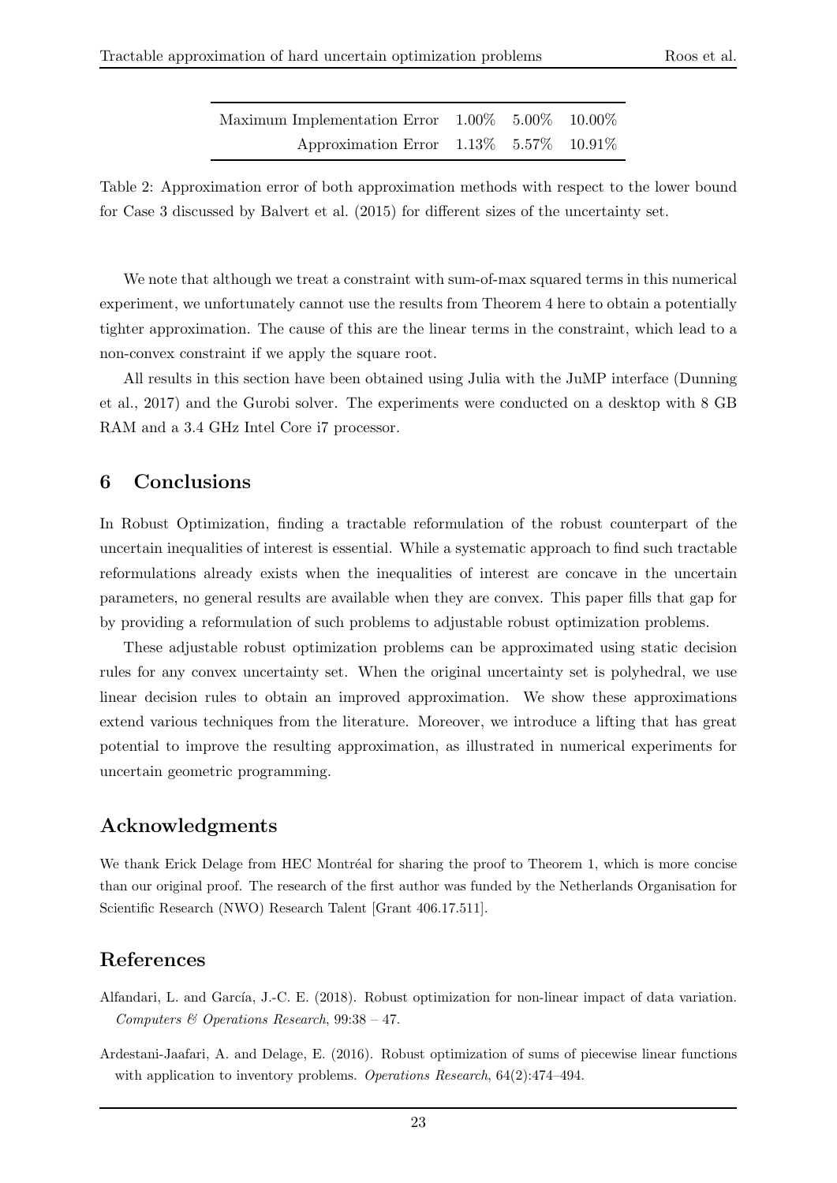| Maximum Implementation Error | 1.00% | 5.00% | 10.00% |
|---|---|---|---|
| Approximation Error | 1.13% | 5.57% | 10.91% |

Table 2: Approximation error of both approximation methods with respect to the lower bound for Case 3 discussed by Balvert et al. (2015) for different sizes of the uncertainty set.

We note that although we treat a constraint with sum-of-max squared terms in this numerical experiment, we unfortunately cannot use the results from Theorem 4 here to obtain a potentially tighter approximation. The cause of this are the linear terms in the constraint, which lead to a non-convex constraint if we apply the square root.

All results in this section have been obtained using Julia with the JuMP interface (Dunning et al., 2017) and the Gurobi solver. The experiments were conducted on a desktop with 8 GB RAM and a 3.4 GHz Intel Core i7 processor.

## 6 Conclusions

In Robust Optimization, finding a tractable reformulation of the robust counterpart of the uncertain inequalities of interest is essential. While a systematic approach to find such tractable reformulations already exists when the inequalities of interest are concave in the uncertain parameters, no general results are available when they are convex. This paper fills that gap for by providing a reformulation of such problems to adjustable robust optimization problems.

These adjustable robust optimization problems can be approximated using static decision rules for any convex uncertainty set. When the original uncertainty set is polyhedral, we use linear decision rules to obtain an improved approximation. We show these approximations extend various techniques from the literature. Moreover, we introduce a lifting that has great potential to improve the resulting approximation, as illustrated in numerical experiments for uncertain geometric programming.

## Acknowledgments

We thank Erick Delage from HEC Montréal for sharing the proof to Theorem 1, which is more concise than our original proof. The research of the first author was funded by the Netherlands Organisation for Scientific Research (NWO) Research Talent [Grant 406.17.511].

## References

Alfandari, L. and García, J.-C. E. (2018). Robust optimization for non-linear impact of data variation. *Computers & Operations Research*, 99:38 – 47.

Ardestani-Jaafari, A. and Delage, E. (2016). Robust optimization of sums of piecewise linear functions with application to inventory problems. *Operations Research*, 64(2):474–494.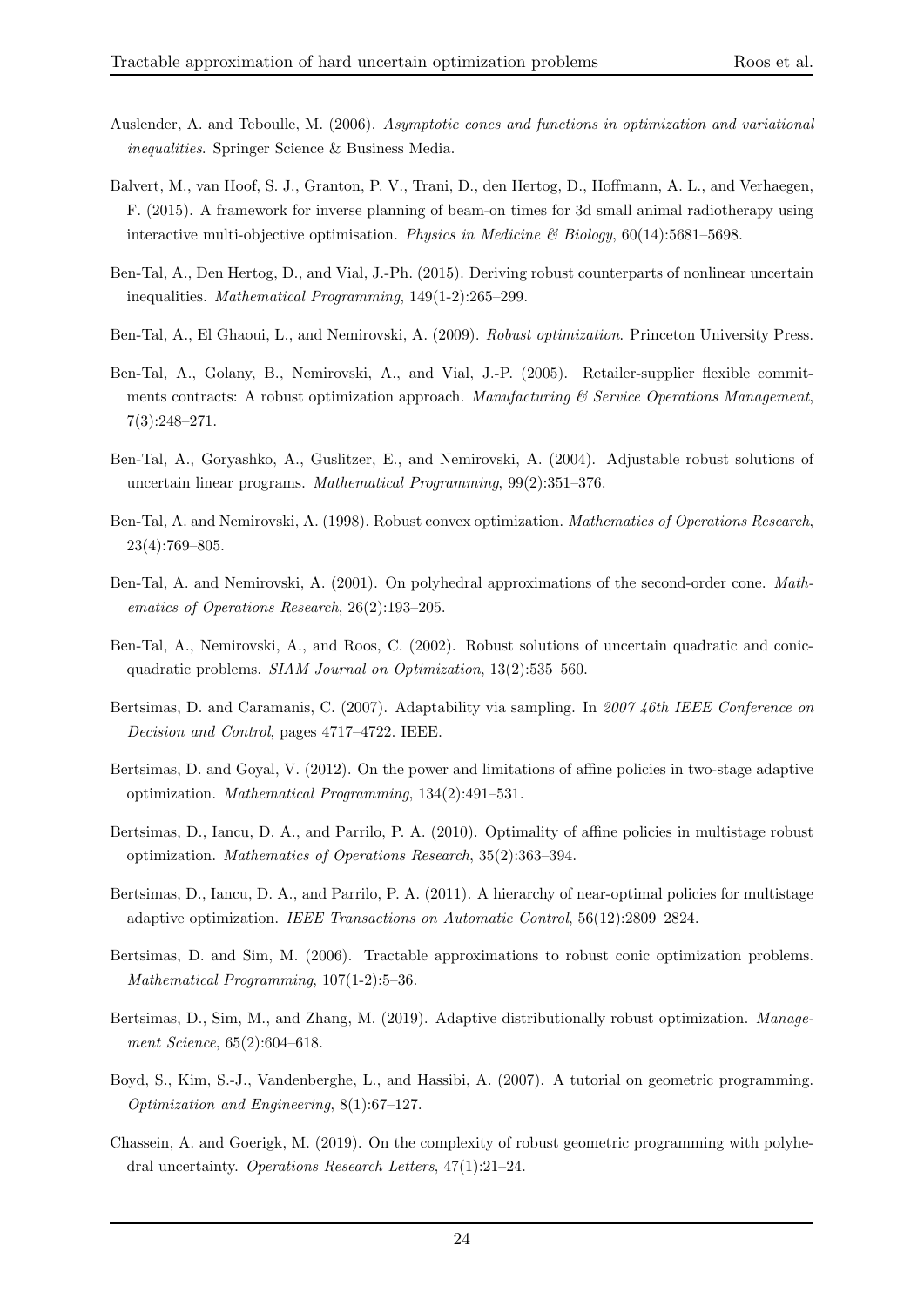Auslender, A. and Teboulle, M. (2006). *Asymptotic cones and functions in optimization and variational inequalities*. Springer Science & Business Media.

Balvert, M., van Hoof, S. J., Granton, P. V., Trani, D., den Hertog, D., Hoffmann, A. L., and Verhaegen, F. (2015). A framework for inverse planning of beam-on times for 3d small animal radiotherapy using interactive multi-objective optimisation. *Physics in Medicine & Biology*, 60(14):5681–5698.

Ben-Tal, A., Den Hertog, D., and Vial, J.-Ph. (2015). Deriving robust counterparts of nonlinear uncertain inequalities. *Mathematical Programming*, 149(1-2):265–299.

Ben-Tal, A., El Ghaoui, L., and Nemirovski, A. (2009). *Robust optimization*. Princeton University Press.

Ben-Tal, A., Golany, B., Nemirovski, A., and Vial, J.-P. (2005). Retailer-supplier flexible commitments contracts: A robust optimization approach. *Manufacturing & Service Operations Management*, 7(3):248–271.

Ben-Tal, A., Goryashko, A., Guslitzer, E., and Nemirovski, A. (2004). Adjustable robust solutions of uncertain linear programs. *Mathematical Programming*, 99(2):351–376.

Ben-Tal, A. and Nemirovski, A. (1998). Robust convex optimization. *Mathematics of Operations Research*, 23(4):769–805.

Ben-Tal, A. and Nemirovski, A. (2001). On polyhedral approximations of the second-order cone. *Mathematics of Operations Research*, 26(2):193–205.

Ben-Tal, A., Nemirovski, A., and Roos, C. (2002). Robust solutions of uncertain quadratic and conic-quadratic problems. *SIAM Journal on Optimization*, 13(2):535–560.

Bertsimas, D. and Caramanis, C. (2007). Adaptability via sampling. In *2007 46th IEEE Conference on Decision and Control*, pages 4717–4722. IEEE.

Bertsimas, D. and Goyal, V. (2012). On the power and limitations of affine policies in two-stage adaptive optimization. *Mathematical Programming*, 134(2):491–531.

Bertsimas, D., Iancu, D. A., and Parrilo, P. A. (2010). Optimality of affine policies in multistage robust optimization. *Mathematics of Operations Research*, 35(2):363–394.

Bertsimas, D., Iancu, D. A., and Parrilo, P. A. (2011). A hierarchy of near-optimal policies for multistage adaptive optimization. *IEEE Transactions on Automatic Control*, 56(12):2809–2824.

Bertsimas, D. and Sim, M. (2006). Tractable approximations to robust conic optimization problems. *Mathematical Programming*, 107(1-2):5–36.

Bertsimas, D., Sim, M., and Zhang, M. (2019). Adaptive distributionally robust optimization. *Management Science*, 65(2):604–618.

Boyd, S., Kim, S.-J., Vandenberghe, L., and Hassibi, A. (2007). A tutorial on geometric programming. *Optimization and Engineering*, 8(1):67–127.

Chassein, A. and Goerigk, M. (2019). On the complexity of robust geometric programming with polyhedral uncertainty. *Operations Research Letters*, 47(1):21–24.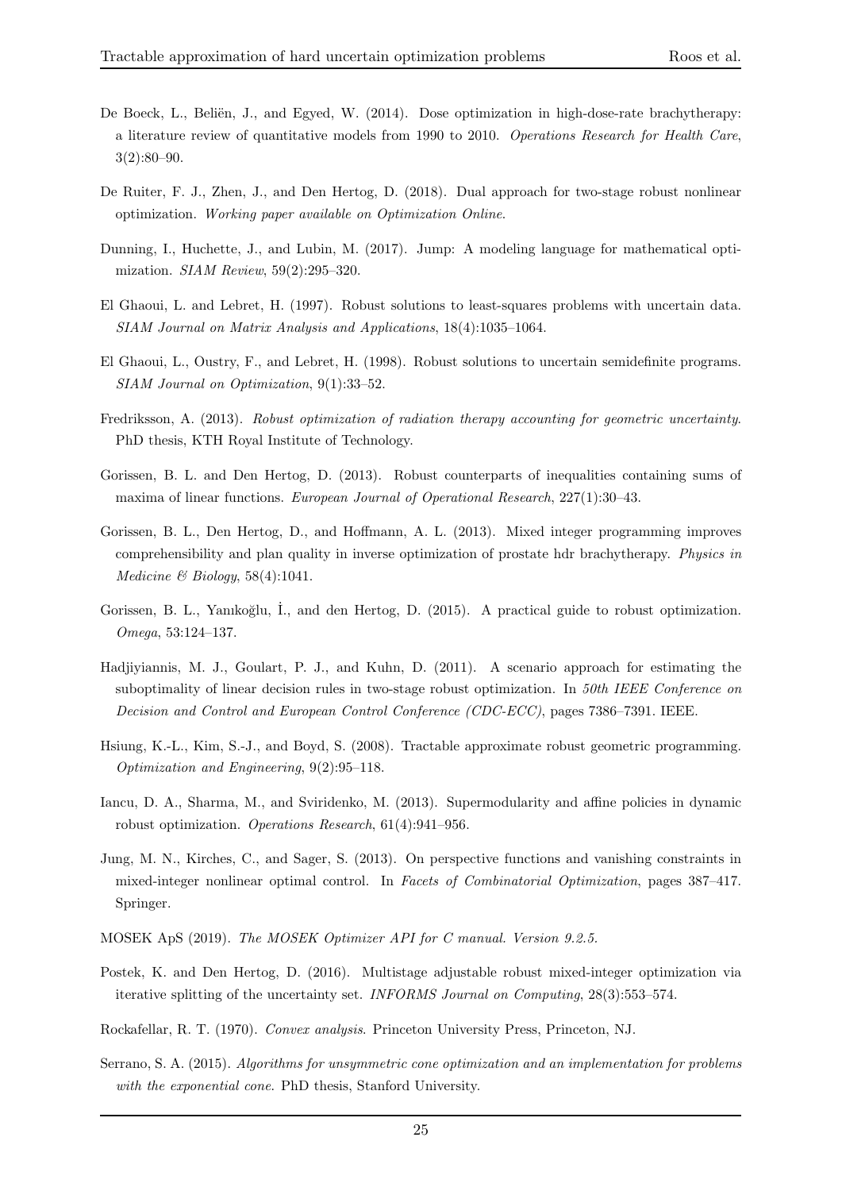De Boeck, L., Beliën, J., and Egyed, W. (2014). Dose optimization in high-dose-rate brachytherapy: a literature review of quantitative models from 1990 to 2010. *Operations Research for Health Care*, 3(2):80–90.

De Ruiter, F. J., Zhen, J., and Den Hertog, D. (2018). Dual approach for two-stage robust nonlinear optimization. *Working paper available on Optimization Online*.

Dunning, I., Huchette, J., and Lubin, M. (2017). Jump: A modeling language for mathematical optimization. *SIAM Review*, 59(2):295–320.

El Ghaoui, L. and Lebret, H. (1997). Robust solutions to least-squares problems with uncertain data. *SIAM Journal on Matrix Analysis and Applications*, 18(4):1035–1064.

El Ghaoui, L., Oustry, F., and Lebret, H. (1998). Robust solutions to uncertain semidefinite programs. *SIAM Journal on Optimization*, 9(1):33–52.

Fredriksson, A. (2013). *Robust optimization of radiation therapy accounting for geometric uncertainty*. PhD thesis, KTH Royal Institute of Technology.

Gorissen, B. L. and Den Hertog, D. (2013). Robust counterparts of inequalities containing sums of maxima of linear functions. *European Journal of Operational Research*, 227(1):30–43.

Gorissen, B. L., Den Hertog, D., and Hoffmann, A. L. (2013). Mixed integer programming improves comprehensibility and plan quality in inverse optimization of prostate hdr brachytherapy. *Physics in Medicine & Biology*, 58(4):1041.

Gorissen, B. L., Yanıkoğlu, İ., and den Hertog, D. (2015). A practical guide to robust optimization. *Omega*, 53:124–137.

Hadjiyiannis, M. J., Goulart, P. J., and Kuhn, D. (2011). A scenario approach for estimating the suboptimality of linear decision rules in two-stage robust optimization. In *50th IEEE Conference on Decision and Control and European Control Conference (CDC-ECC)*, pages 7386–7391. IEEE.

Hsiung, K.-L., Kim, S.-J., and Boyd, S. (2008). Tractable approximate robust geometric programming. *Optimization and Engineering*, 9(2):95–118.

Iancu, D. A., Sharma, M., and Sviridenko, M. (2013). Supermodularity and affine policies in dynamic robust optimization. *Operations Research*, 61(4):941–956.

Jung, M. N., Kirches, C., and Sager, S. (2013). On perspective functions and vanishing constraints in mixed-integer nonlinear optimal control. In *Facets of Combinatorial Optimization*, pages 387–417. Springer.

MOSEK ApS (2019). *The MOSEK Optimizer API for C manual. Version 9.2.5.*

Postek, K. and Den Hertog, D. (2016). Multistage adjustable robust mixed-integer optimization via iterative splitting of the uncertainty set. *INFORMS Journal on Computing*, 28(3):553–574.

Rockafellar, R. T. (1970). *Convex analysis*. Princeton University Press, Princeton, NJ.

Serrano, S. A. (2015). *Algorithms for unsymmetric cone optimization and an implementation for problems with the exponential cone*. PhD thesis, Stanford University.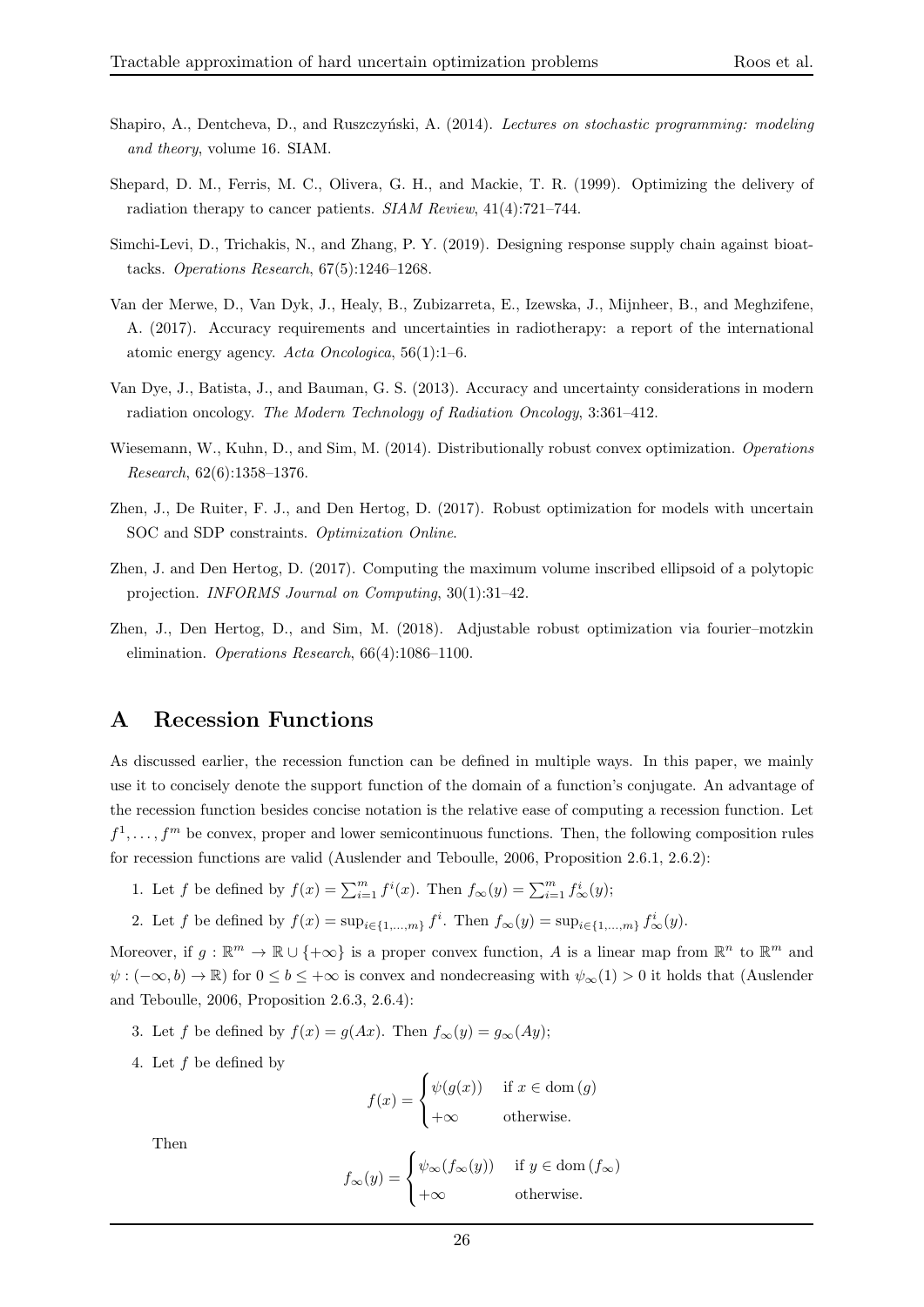Shapiro, A., Dentcheva, D., and Ruszczyński, A. (2014). *Lectures on stochastic programming: modeling and theory*, volume 16. SIAM.

Shepard, D. M., Ferris, M. C., Olivera, G. H., and Mackie, T. R. (1999). Optimizing the delivery of radiation therapy to cancer patients. *SIAM Review*, 41(4):721–744.

Simchi-Levi, D., Trichakis, N., and Zhang, P. Y. (2019). Designing response supply chain against bioattacks. *Operations Research*, 67(5):1246–1268.

Van der Merwe, D., Van Dyk, J., Healy, B., Zubizarreta, E., Izewska, J., Mijnheer, B., and Meghzifene, A. (2017). Accuracy requirements and uncertainties in radiotherapy: a report of the international atomic energy agency. *Acta Oncologica*, 56(1):1–6.

Van Dye, J., Batista, J., and Bauman, G. S. (2013). Accuracy and uncertainty considerations in modern radiation oncology. *The Modern Technology of Radiation Oncology*, 3:361–412.

Wiesemann, W., Kuhn, D., and Sim, M. (2014). Distributionally robust convex optimization. *Operations Research*, 62(6):1358–1376.

Zhen, J., De Ruiter, F. J., and Den Hertog, D. (2017). Robust optimization for models with uncertain SOC and SDP constraints. *Optimization Online*.

Zhen, J. and Den Hertog, D. (2017). Computing the maximum volume inscribed ellipsoid of a polytopic projection. *INFORMS Journal on Computing*, 30(1):31–42.

Zhen, J., Den Hertog, D., and Sim, M. (2018). Adjustable robust optimization via fourier–motzkin elimination. *Operations Research*, 66(4):1086–1100.

# A Recession Functions

As discussed earlier, the recession function can be defined in multiple ways. In this paper, we mainly use it to concisely denote the support function of the domain of a function's conjugate. An advantage of the recession function besides concise notation is the relative ease of computing a recession function. Let $f^1, \ldots, f^m$ be convex, proper and lower semicontinuous functions. Then, the following composition rules for recession functions are valid (Auslender and Teboulle, 2006, Proposition 2.6.1, 2.6.2):

1. Let $f$ be defined by $f(x) = \sum_{i=1}^m f^i(x)$. Then $f_\infty(y) = \sum_{i=1}^m f^i_\infty(y)$;
2. Let $f$ be defined by $f(x) = \sup_{i \in \{1,\ldots,m\}} f^i$. Then $f_\infty(y) = \sup_{i \in \{1,\ldots,m\}} f^i_\infty(y)$.

Moreover, if $g : \mathbb{R}^m \to \mathbb{R} \cup \{+\infty\}$ is a proper convex function, $A$ is a linear map from $\mathbb{R}^n$ to $\mathbb{R}^m$ and $\psi : (-\infty, b) \to \mathbb{R})$ for $0 \le b \le +\infty$ is convex and nondecreasing with $\psi_\infty(1) > 0$ it holds that (Auslender and Teboulle, 2006, Proposition 2.6.3, 2.6.4):

3. Let $f$ be defined by $f(x) = g(Ax)$. Then $f_\infty(y) = g_\infty(Ay)$;
4. Let $f$ be defined by

$$f(x) = \begin{cases} \psi(g(x)) & \text{if } x \in \operatorname{dom}(g) \\ +\infty & \text{otherwise.} \end{cases}$$

Then

$$f_\infty(y) = \begin{cases} \psi_\infty(f_\infty(y)) & \text{if } y \in \operatorname{dom}(f_\infty) \\ +\infty & \text{otherwise.} \end{cases}$$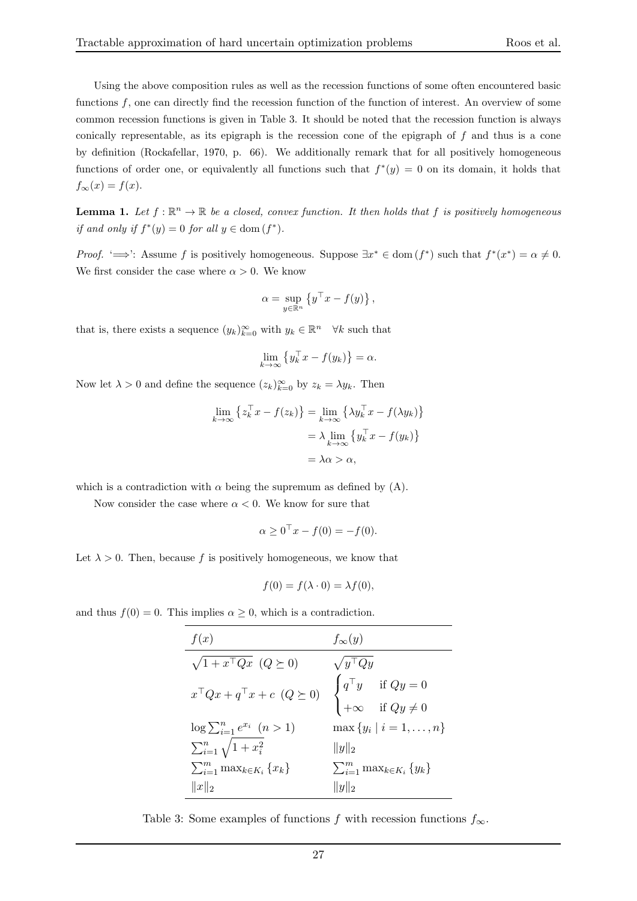Using the above composition rules as well as the recession functions of some often encountered basic functions $f$, one can directly find the recession function of the function of interest. An overview of some common recession functions is given in Table 3. It should be noted that the recession function is always conically representable, as its epigraph is the recession cone of the epigraph of $f$ and thus is a cone by definition (Rockafellar, 1970, p. 66). We additionally remark that for all positively homogeneous functions of order one, or equivalently all functions such that $f^*(y) = 0$ on its domain, it holds that $f_\infty(x) = f(x)$.

**Lemma 1.** *Let $f : \mathbb{R}^n \to \mathbb{R}$ be a closed, convex function. It then holds that $f$ is positively homogeneous if and only if $f^*(y) = 0$ for all $y \in \operatorname{dom}(f^*)$.*

*Proof.* '$\Longrightarrow$': Assume $f$ is positively homogeneous. Suppose $\exists x^* \in \operatorname{dom}(f^*)$ such that $f^*(x^*) = \alpha \neq 0$. We first consider the case where $\alpha > 0$. We know

$$\alpha = \sup_{y \in \mathbb{R}^n} \left\{ y^\top x - f(y) \right\},$$

that is, there exists a sequence $(y_k)_{k=0}^\infty$ with $y_k \in \mathbb{R}^n \quad \forall k$ such that

$$\lim_{k \to \infty} \left\{ y_k^\top x - f(y_k) \right\} = \alpha.$$

Now let $\lambda > 0$ and define the sequence $(z_k)_{k=0}^\infty$ by $z_k = \lambda y_k$. Then

$$\begin{aligned}
\lim_{k \to \infty} \left\{ z_k^\top x - f(z_k) \right\} &= \lim_{k \to \infty} \left\{ \lambda y_k^\top x - f(\lambda y_k) \right\} \\
&= \lambda \lim_{k \to \infty} \left\{ y_k^\top x - f(y_k) \right\} \\
&= \lambda \alpha > \alpha,
\end{aligned}$$

which is a contradiction with $\alpha$ being the supremum as defined by (A).

Now consider the case where $\alpha < 0$. We know for sure that

$$\alpha \geq 0^\top x - f(0) = -f(0).$$

Let $\lambda > 0$. Then, because $f$ is positively homogeneous, we know that

$$f(0) = f(\lambda \cdot 0) = \lambda f(0),$$

and thus $f(0) = 0$. This implies $\alpha \geq 0$, which is a contradiction.

| $f(x)$ | $f_\infty(y)$ |
|---|---|
| $\sqrt{1 + x^\top Q x} \;\; (Q \succeq 0)$ | $\sqrt{y^\top Q y}$ |
| $x^\top Q x + q^\top x + c \;\; (Q \succeq 0)$ | $\begin{cases} q^\top y & \text{if } Qy = 0 \\ +\infty & \text{if } Qy \neq 0 \end{cases}$ |
| $\log \sum_{i=1}^n e^{x_i} \;\; (n > 1)$ | $\max \{ y_i \mid i = 1, \ldots, n \}$ |
| $\sum_{i=1}^n \sqrt{1 + x_i^2}$ | $\Vert y \Vert_2$ |
| $\sum_{i=1}^m \max_{k \in K_i} \{x_k\}$ | $\sum_{i=1}^m \max_{k \in K_i} \{y_k\}$ |
| $\Vert x \Vert_2$ | $\Vert y \Vert_2$ |

Table 3: Some examples of functions $f$ with recession functions $f_\infty$.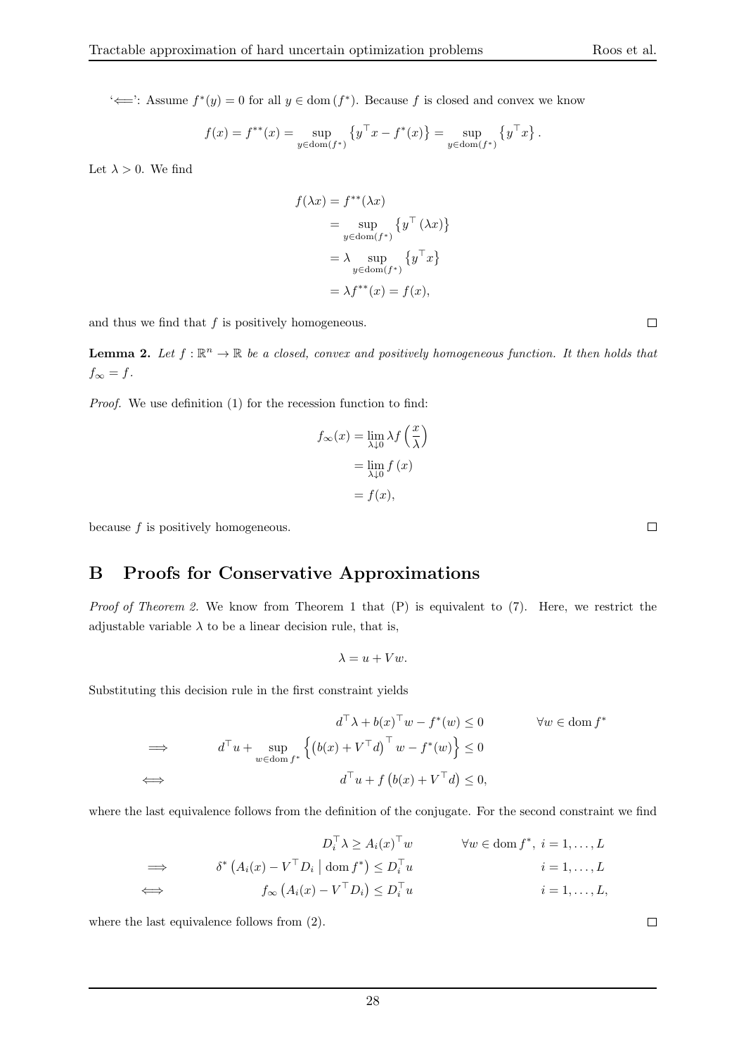'$\Longleftarrow$': Assume $f^*(y) = 0$ for all $y \in \operatorname{dom}(f^*)$. Because $f$ is closed and convex we know

$$f(x) = f^{**}(x) = \sup_{y \in \operatorname{dom}(f^*)} \left\{ y^\top x - f^*(x) \right\} = \sup_{y \in \operatorname{dom}(f^*)} \left\{ y^\top x \right\}.$$

Let $\lambda > 0$. We find

$$\begin{aligned}
f(\lambda x) &= f^{**}(\lambda x) \\
&= \sup_{y \in \operatorname{dom}(f^*)} \left\{ y^\top (\lambda x) \right\} \\
&= \lambda \sup_{y \in \operatorname{dom}(f^*)} \left\{ y^\top x \right\} \\
&= \lambda f^{**}(x) = f(x),
\end{aligned}$$

and thus we find that $f$ is positively homogeneous. $\square$

**Lemma 2.** *Let $f : \mathbb{R}^n \to \mathbb{R}$ be a closed, convex and positively homogeneous function. It then holds that $f_\infty = f$.*

*Proof.* We use definition (1) for the recession function to find:

$$\begin{aligned}
f_\infty(x) &= \lim_{\lambda \downarrow 0} \lambda f\left(\frac{x}{\lambda}\right) \\
&= \lim_{\lambda \downarrow 0} f(x) \\
&= f(x),
\end{aligned}$$

because $f$ is positively homogeneous. $\square$

# B Proofs for Conservative Approximations

*Proof of Theorem 2.* We know from Theorem 1 that (P) is equivalent to (7). Here, we restrict the adjustable variable $\lambda$ to be a linear decision rule, that is,

$$\lambda = u + Vw.$$

Substituting this decision rule in the first constraint yields

$$\begin{aligned}
& d^\top \lambda + b(x)^\top w - f^*(w) \leq 0 \qquad \forall w \in \operatorname{dom} f^* \\
\Longrightarrow \qquad & d^\top u + \sup_{w \in \operatorname{dom} f^*} \left\{ \left(b(x) + V^\top d\right)^\top w - f^*(w) \right\} \leq 0 \\
\Longleftrightarrow \qquad & d^\top u + f\left(b(x) + V^\top d\right) \leq 0,
\end{aligned}$$

where the last equivalence follows from the definition of the conjugate. For the second constraint we find

$$\begin{aligned}
& D_i^\top \lambda \geq A_i(x)^\top w \qquad \forall w \in \operatorname{dom} f^*,\ i = 1, \ldots, L \\
\Longrightarrow \qquad & \delta^*\left(A_i(x) - V^\top D_i \,\middle|\, \operatorname{dom} f^*\right) \leq D_i^\top u \qquad i = 1, \ldots, L \\
\Longleftrightarrow \qquad & f_\infty\left(A_i(x) - V^\top D_i\right) \leq D_i^\top u \qquad i = 1, \ldots, L,
\end{aligned}$$

where the last equivalence follows from (2). $\square$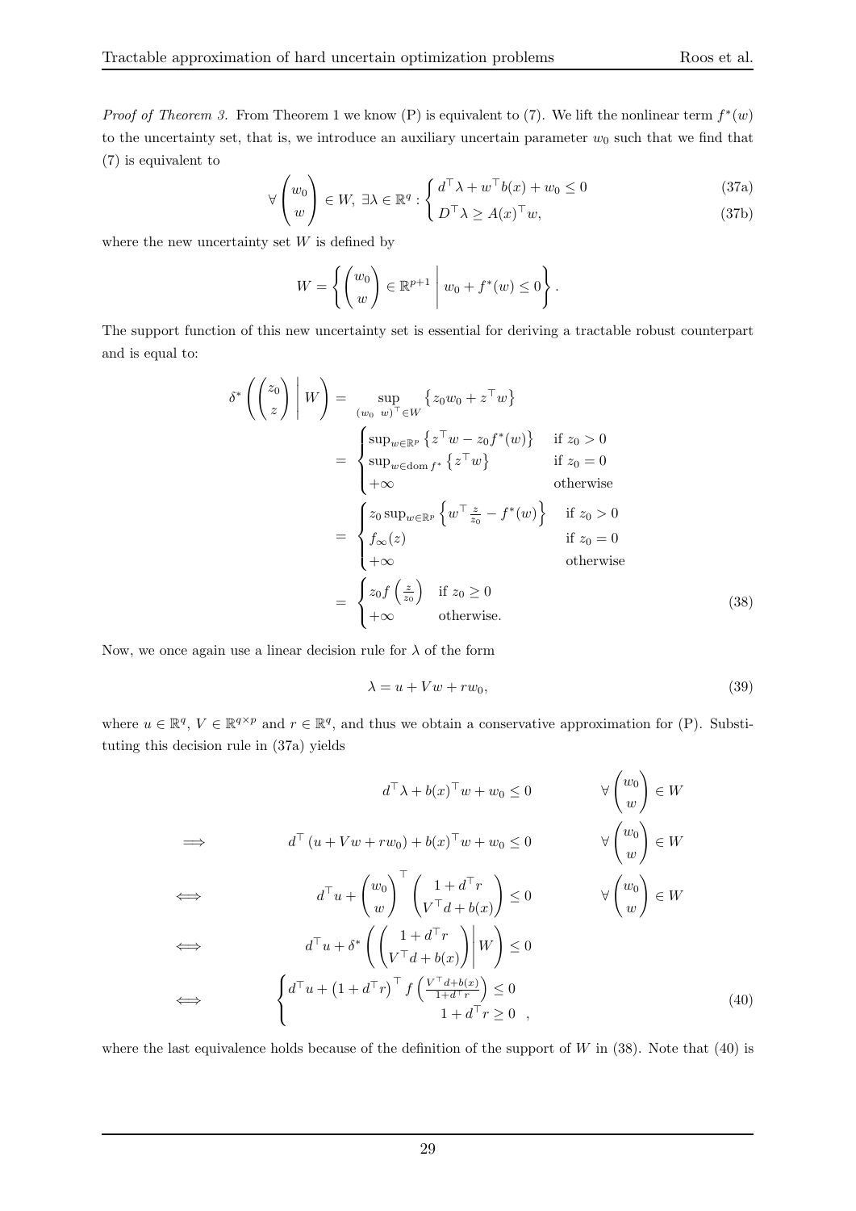*Proof of Theorem 3.* From Theorem 1 we know (P) is equivalent to (7). We lift the nonlinear term $f^*(w)$ to the uncertainty set, that is, we introduce an auxiliary uncertain parameter $w_0$ such that we find that (7) is equivalent to

$$
\forall \begin{pmatrix} w_0 \\ w \end{pmatrix} \in W,\ \exists \lambda \in \mathbb{R}^q : \begin{cases} d^\top \lambda + w^\top b(x) + w_0 \leq 0 & \text{(37a)} \\ D^\top \lambda \geq A(x)^\top w, & \text{(37b)} \end{cases}
$$

where the new uncertainty set $W$ is defined by

$$
W = \left\{ \begin{pmatrix} w_0 \\ w \end{pmatrix} \in \mathbb{R}^{p+1} \;\middle|\; w_0 + f^*(w) \leq 0 \right\}.
$$

The support function of this new uncertainty set is essential for deriving a tractable robust counterpart and is equal to:

$$
\begin{aligned}
\delta^*\left( \begin{pmatrix} z_0 \\ z \end{pmatrix} \;\middle|\; W \right) &= \sup_{(w_0 \;\; w)^\top \in W} \left\{ z_0 w_0 + z^\top w \right\} \\
&= \begin{cases} \sup_{w \in \mathbb{R}^p} \left\{ z^\top w - z_0 f^*(w) \right\} & \text{if } z_0 > 0 \\ \sup_{w \in \operatorname{dom} f^*} \left\{ z^\top w \right\} & \text{if } z_0 = 0 \\ +\infty & \text{otherwise} \end{cases} \\
&= \begin{cases} z_0 \sup_{w \in \mathbb{R}^p} \left\{ w^\top \frac{z}{z_0} - f^*(w) \right\} & \text{if } z_0 > 0 \\ f_\infty(z) & \text{if } z_0 = 0 \\ +\infty & \text{otherwise} \end{cases} \\
&= \begin{cases} z_0 f\left(\frac{z}{z_0}\right) & \text{if } z_0 \geq 0 \\ +\infty & \text{otherwise.} \end{cases} \qquad (38)
\end{aligned}
$$

Now, we once again use a linear decision rule for $\lambda$ of the form

$$
\lambda = u + Vw + rw_0, \qquad (39)
$$

where $u \in \mathbb{R}^q$, $V \in \mathbb{R}^{q \times p}$ and $r \in \mathbb{R}^q$, and thus we obtain a conservative approximation for (P). Substituting this decision rule in (37a) yields

$$
\begin{aligned}
& & d^\top \lambda + b(x)^\top w + w_0 \leq 0 & \qquad \forall \begin{pmatrix} w_0 \\ w \end{pmatrix} \in W \\
\Longrightarrow & & d^\top (u + Vw + rw_0) + b(x)^\top w + w_0 \leq 0 & \qquad \forall \begin{pmatrix} w_0 \\ w \end{pmatrix} \in W \\
\Longleftrightarrow & & d^\top u + \begin{pmatrix} w_0 \\ w \end{pmatrix}^\top \begin{pmatrix} 1 + d^\top r \\ V^\top d + b(x) \end{pmatrix} \leq 0 & \qquad \forall \begin{pmatrix} w_0 \\ w \end{pmatrix} \in W \\
\Longleftrightarrow & & d^\top u + \delta^*\left( \begin{pmatrix} 1 + d^\top r \\ V^\top d + b(x) \end{pmatrix} \middle| W \right) \leq 0 & \\
\Longleftrightarrow & & \begin{cases} d^\top u + \left(1 + d^\top r\right)^\top f\left( \frac{V^\top d + b(x)}{1 + d^\top r} \right) \leq 0 \\ \qquad\qquad\qquad\qquad 1 + d^\top r \geq 0 \end{cases}, & \qquad (40)
\end{aligned}
$$

where the last equivalence holds because of the definition of the support of $W$ in (38). Note that (40) is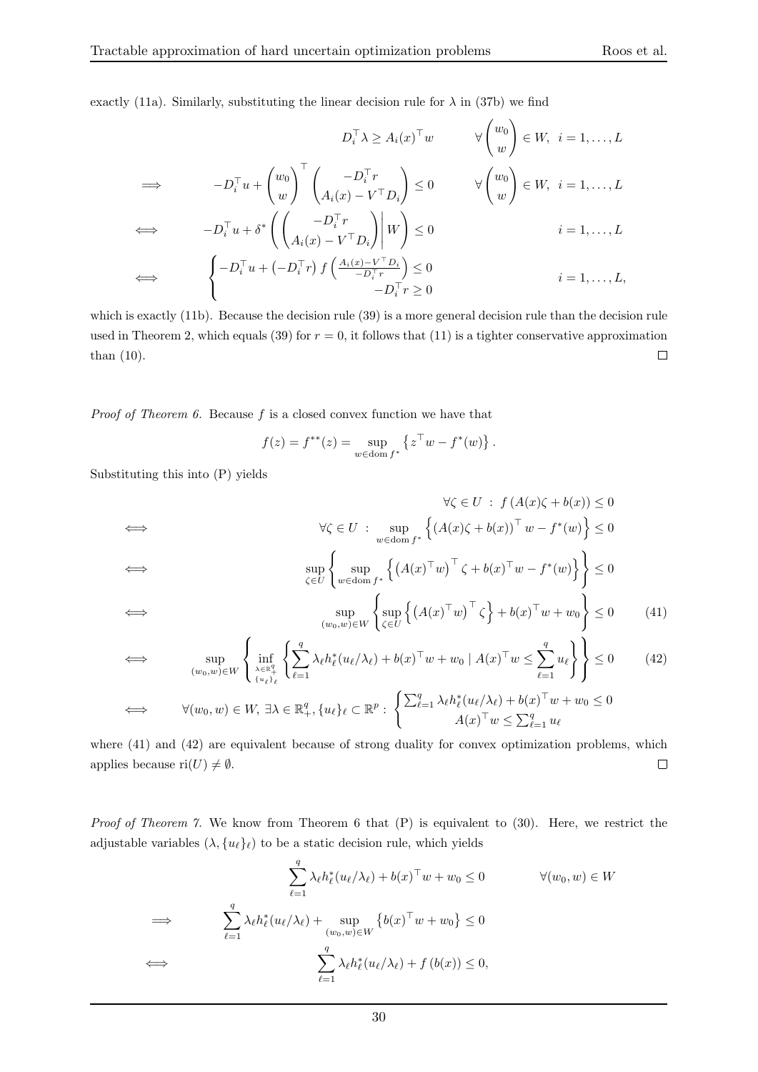exactly (11a). Similarly, substituting the linear decision rule for $\lambda$ in (37b) we find

$$
\begin{aligned}
& D_i^\top \lambda \geq A_i(x)^\top w && \forall \begin{pmatrix} w_0 \\ w \end{pmatrix} \in W,\ i = 1,\dots,L \\
\implies\quad & -D_i^\top u + \begin{pmatrix} w_0 \\ w \end{pmatrix}^\top \begin{pmatrix} -D_i^\top r \\ A_i(x) - V^\top D_i \end{pmatrix} \leq 0 && \forall \begin{pmatrix} w_0 \\ w \end{pmatrix} \in W,\ i = 1,\dots,L \\
\iff\quad & -D_i^\top u + \delta^* \left( \left. \begin{pmatrix} -D_i^\top r \\ A_i(x) - V^\top D_i \end{pmatrix} \right| W \right) \leq 0 && i = 1,\dots,L \\
\iff\quad & \begin{cases} -D_i^\top u + \left(-D_i^\top r\right) f\left( \frac{A_i(x) - V^\top D_i}{-D_i^\top r} \right) \leq 0 \\ \qquad\qquad\qquad -D_i^\top r \geq 0 \end{cases} && i = 1,\dots,L,
\end{aligned}
$$

which is exactly (11b). Because the decision rule (39) is a more general decision rule than the decision rule used in Theorem 2, which equals (39) for $r = 0$, it follows that (11) is a tighter conservative approximation than (10). $\square$

*Proof of Theorem 6.* Because $f$ is a closed convex function we have that

$$
f(z) = f^{**}(z) = \sup_{w \in \operatorname{dom} f^*} \left\{ z^\top w - f^*(w) \right\}.
$$

Substituting this into (P) yields

$$
\begin{aligned}
& \forall \zeta \in U \ :\ f\left(A(x)\zeta + b(x)\right) \leq 0 \\
\iff\quad & \forall \zeta \in U \ :\ \sup_{w \in \operatorname{dom} f^*} \left\{ \left(A(x)\zeta + b(x)\right)^\top w - f^*(w) \right\} \leq 0 \\
\iff\quad & \sup_{\zeta \in U} \left\{ \sup_{w \in \operatorname{dom} f^*} \left\{ \left(A(x)^\top w\right)^\top \zeta + b(x)^\top w - f^*(w) \right\} \right\} \leq 0 \\
\iff\quad & \sup_{(w_0, w) \in W} \left\{ \sup_{\zeta \in U} \left\{ \left(A(x)^\top w\right)^\top \zeta \right\} + b(x)^\top w + w_0 \right\} \leq 0 \qquad (41) \\
\iff\quad & \sup_{(w_0, w) \in W} \left\{ \inf_{\substack{\lambda \in \mathbb{R}^q_+ \\ \{u_\ell\}_\ell}} \left\{ \sum_{\ell=1}^q \lambda_\ell h_\ell^*(u_\ell/\lambda_\ell) + b(x)^\top w + w_0 \ \middle|\ A(x)^\top w \leq \sum_{\ell=1}^q u_\ell \right\} \right\} \leq 0 \qquad (42) \\
\iff\quad & \forall (w_0, w) \in W,\ \exists \lambda \in \mathbb{R}^q_+, \{u_\ell\}_\ell \subset \mathbb{R}^p :\ \begin{cases} \sum_{\ell=1}^q \lambda_\ell h_\ell^*(u_\ell/\lambda_\ell) + b(x)^\top w + w_0 \leq 0 \\ A(x)^\top w \leq \sum_{\ell=1}^q u_\ell \end{cases}
\end{aligned}
$$

where (41) and (42) are equivalent because of strong duality for convex optimization problems, which applies because $\operatorname{ri}(U) \neq \emptyset$. $\square$

*Proof of Theorem 7.* We know from Theorem 6 that (P) is equivalent to (30). Here, we restrict the adjustable variables $(\lambda, \{u_\ell\}_\ell)$ to be a static decision rule, which yields

$$
\begin{aligned}
& \sum_{\ell=1}^q \lambda_\ell h_\ell^*(u_\ell/\lambda_\ell) + b(x)^\top w + w_0 \leq 0 && \forall (w_0, w) \in W \\
\implies\quad & \sum_{\ell=1}^q \lambda_\ell h_\ell^*(u_\ell/\lambda_\ell) + \sup_{(w_0, w) \in W} \left\{ b(x)^\top w + w_0 \right\} \leq 0 \\
\iff\quad & \sum_{\ell=1}^q \lambda_\ell h_\ell^*(u_\ell/\lambda_\ell) + f\left(b(x)\right) \leq 0,
\end{aligned}
$$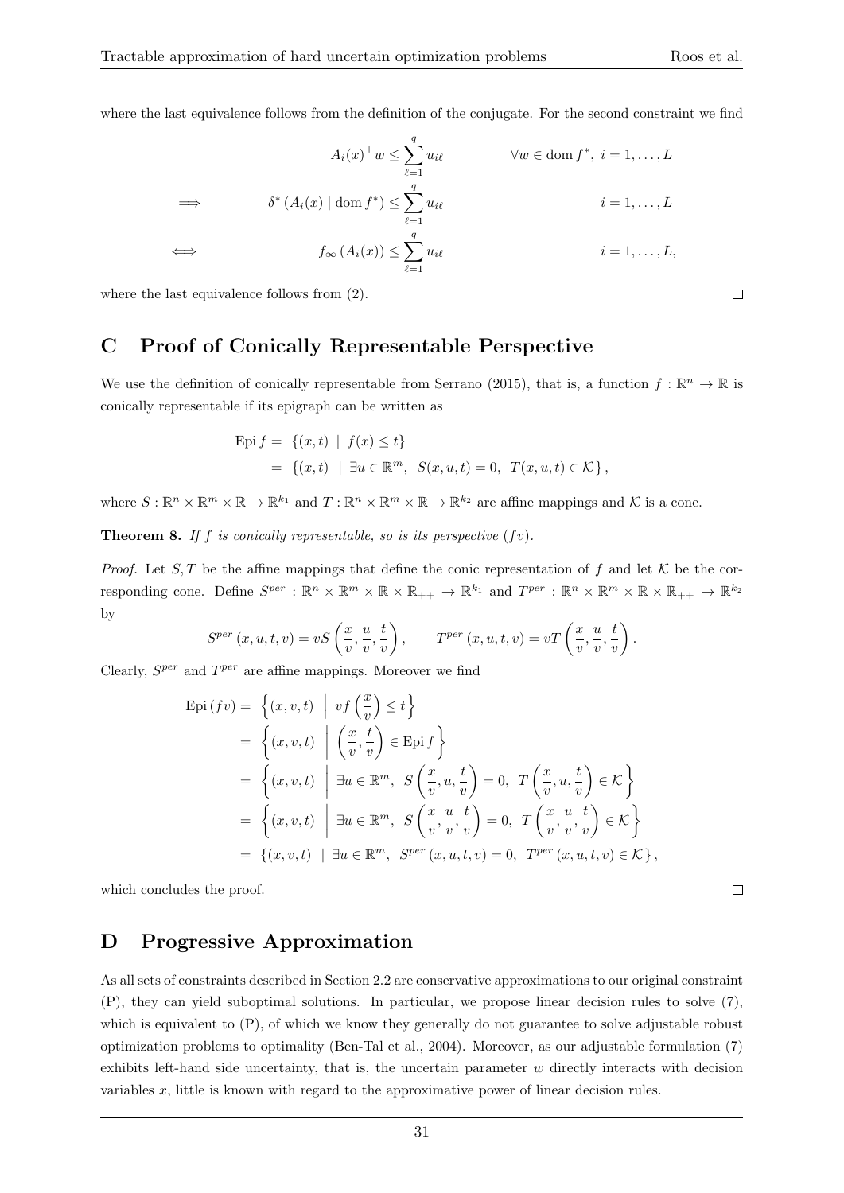where the last equivalence follows from the definition of the conjugate. For the second constraint we find

$$
\begin{aligned}
& & A_i(x)^\top w \leq \sum_{\ell=1}^{q} u_{i\ell} & \qquad \forall w \in \operatorname{dom} f^*,\ i = 1, \ldots, L \\
\Longrightarrow & & \delta^*\left(A_i(x) \mid \operatorname{dom} f^*\right) \leq \sum_{\ell=1}^{q} u_{i\ell} & \qquad i = 1, \ldots, L \\
\Longleftrightarrow & & f_\infty\left(A_i(x)\right) \leq \sum_{\ell=1}^{q} u_{i\ell} & \qquad i = 1, \ldots, L,
\end{aligned}
$$

where the last equivalence follows from (2). $\square$

## C Proof of Conically Representable Perspective

We use the definition of conically representable from Serrano (2015), that is, a function $f : \mathbb{R}^n \to \mathbb{R}$ is conically representable if its epigraph can be written as

$$
\begin{aligned}
\operatorname{Epi} f &= \{(x,t) \mid f(x) \leq t\} \\
&= \{(x,t) \mid \exists u \in \mathbb{R}^m,\ S(x,u,t) = 0,\ T(x,u,t) \in \mathcal{K}\},
\end{aligned}
$$

where $S : \mathbb{R}^n \times \mathbb{R}^m \times \mathbb{R} \to \mathbb{R}^{k_1}$ and $T : \mathbb{R}^n \times \mathbb{R}^m \times \mathbb{R} \to \mathbb{R}^{k_2}$ are affine mappings and $\mathcal{K}$ is a cone.

**Theorem 8.** *If $f$ is conically representable, so is its perspective $(fv)$.*

*Proof.* Let $S, T$ be the affine mappings that define the conic representation of $f$ and let $\mathcal{K}$ be the corresponding cone. Define $S^{per} : \mathbb{R}^n \times \mathbb{R}^m \times \mathbb{R} \times \mathbb{R}_{++} \to \mathbb{R}^{k_1}$ and $T^{per} : \mathbb{R}^n \times \mathbb{R}^m \times \mathbb{R} \times \mathbb{R}_{++} \to \mathbb{R}^{k_2}$ by

$$
S^{per}(x,u,t,v) = vS\left(\frac{x}{v}, \frac{u}{v}, \frac{t}{v}\right), \qquad T^{per}(x,u,t,v) = vT\left(\frac{x}{v}, \frac{u}{v}, \frac{t}{v}\right).
$$

Clearly, $S^{per}$ and $T^{per}$ are affine mappings. Moreover we find

$$
\begin{aligned}
\operatorname{Epi}(fv) &= \left\{(x,v,t) \;\middle|\; vf\left(\frac{x}{v}\right) \leq t\right\} \\
&= \left\{(x,v,t) \;\middle|\; \left(\frac{x}{v}, \frac{t}{v}\right) \in \operatorname{Epi} f\right\} \\
&= \left\{(x,v,t) \;\middle|\; \exists u \in \mathbb{R}^m,\ S\left(\frac{x}{v}, u, \frac{t}{v}\right) = 0,\ T\left(\frac{x}{v}, u, \frac{t}{v}\right) \in \mathcal{K}\right\} \\
&= \left\{(x,v,t) \;\middle|\; \exists u \in \mathbb{R}^m,\ S\left(\frac{x}{v}, \frac{u}{v}, \frac{t}{v}\right) = 0,\ T\left(\frac{x}{v}, \frac{u}{v}, \frac{t}{v}\right) \in \mathcal{K}\right\} \\
&= \{(x,v,t) \mid \exists u \in \mathbb{R}^m,\ S^{per}(x,u,t,v) = 0,\ T^{per}(x,u,t,v) \in \mathcal{K}\},
\end{aligned}
$$

which concludes the proof. $\square$

## D Progressive Approximation

As all sets of constraints described in Section 2.2 are conservative approximations to our original constraint (P), they can yield suboptimal solutions. In particular, we propose linear decision rules to solve (7), which is equivalent to (P), of which we know they generally do not guarantee to solve adjustable robust optimization problems to optimality (Ben-Tal et al., 2004). Moreover, as our adjustable formulation (7) exhibits left-hand side uncertainty, that is, the uncertain parameter $w$ directly interacts with decision variables $x$, little is known with regard to the approximative power of linear decision rules.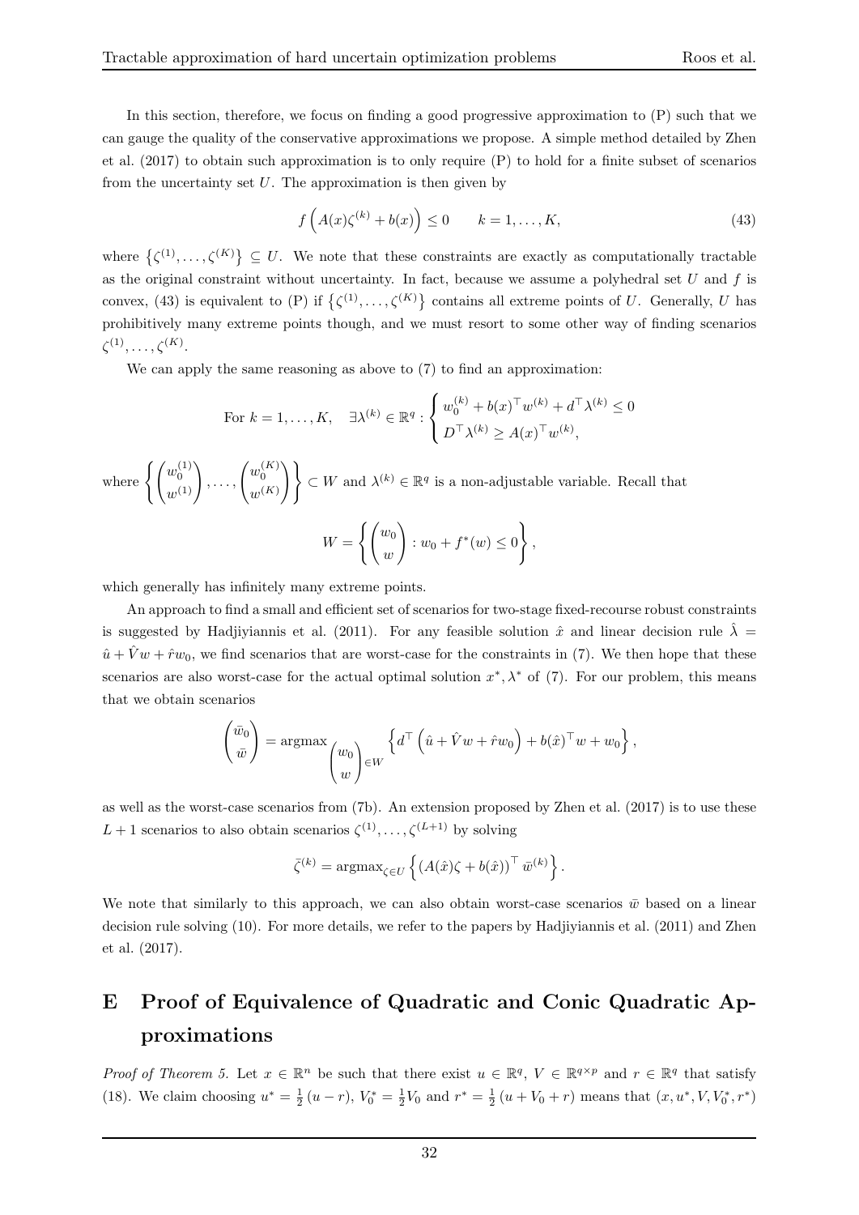In this section, therefore, we focus on finding a good progressive approximation to (P) such that we can gauge the quality of the conservative approximations we propose. A simple method detailed by Zhen et al. (2017) to obtain such approximation is to only require (P) to hold for a finite subset of scenarios from the uncertainty set $U$. The approximation is then given by

$$f\left(A(x)\zeta^{(k)} + b(x)\right) \leq 0 \qquad k = 1, \ldots, K, \tag{43}$$

where $\left\{\zeta^{(1)}, \ldots, \zeta^{(K)}\right\} \subseteq U$. We note that these constraints are exactly as computationally tractable as the original constraint without uncertainty. In fact, because we assume a polyhedral set $U$ and $f$ is convex, (43) is equivalent to (P) if $\left\{\zeta^{(1)}, \ldots, \zeta^{(K)}\right\}$ contains all extreme points of $U$. Generally, $U$ has prohibitively many extreme points though, and we must resort to some other way of finding scenarios $\zeta^{(1)}, \ldots, \zeta^{(K)}$.

We can apply the same reasoning as above to (7) to find an approximation:

$$\text{For } k = 1, \ldots, K, \quad \exists \lambda^{(k)} \in \mathbb{R}^q : \begin{cases} w_0^{(k)} + b(x)^\top w^{(k)} + d^\top \lambda^{(k)} \leq 0 \\ D^\top \lambda^{(k)} \geq A(x)^\top w^{(k)}, \end{cases}$$

where $\left\{ \begin{pmatrix} w_0^{(1)} \\ w^{(1)} \end{pmatrix}, \ldots, \begin{pmatrix} w_0^{(K)} \\ w^{(K)} \end{pmatrix} \right\} \subset W$ and $\lambda^{(k)} \in \mathbb{R}^q$ is a non-adjustable variable. Recall that

$$W = \left\{ \begin{pmatrix} w_0 \\ w \end{pmatrix} : w_0 + f^*(w) \leq 0 \right\},$$

which generally has infinitely many extreme points.

An approach to find a small and efficient set of scenarios for two-stage fixed-recourse robust constraints is suggested by Hadjiyiannis et al. (2011). For any feasible solution $\hat{x}$ and linear decision rule $\hat{\lambda} = \hat{u} + \hat{V}w + \hat{r}w_0$, we find scenarios that are worst-case for the constraints in (7). We then hope that these scenarios are also worst-case for the actual optimal solution $x^*, \lambda^*$ of (7). For our problem, this means that we obtain scenarios

$$\begin{pmatrix} \bar{w}_0 \\ \bar{w} \end{pmatrix} = \operatorname{argmax}_{\begin{pmatrix} w_0 \\ w \end{pmatrix} \in W} \left\{ d^\top \left( \hat{u} + \hat{V}w + \hat{r}w_0 \right) + b(\hat{x})^\top w + w_0 \right\},$$

as well as the worst-case scenarios from (7b). An extension proposed by Zhen et al. (2017) is to use these $L+1$ scenarios to also obtain scenarios $\zeta^{(1)}, \ldots, \zeta^{(L+1)}$ by solving

$$\bar{\zeta}^{(k)} = \operatorname{argmax}_{\zeta \in U} \left\{ \left(A(\hat{x})\zeta + b(\hat{x})\right)^\top \bar{w}^{(k)} \right\}.$$

We note that similarly to this approach, we can also obtain worst-case scenarios $\bar{w}$ based on a linear decision rule solving (10). For more details, we refer to the papers by Hadjiyiannis et al. (2011) and Zhen et al. (2017).

# E Proof of Equivalence of Quadratic and Conic Quadratic Approximations

*Proof of Theorem 5.* Let $x \in \mathbb{R}^n$ be such that there exist $u \in \mathbb{R}^q$, $V \in \mathbb{R}^{q \times p}$ and $r \in \mathbb{R}^q$ that satisfy (18). We claim choosing $u^* = \frac{1}{2}(u - r)$, $V_0^* = \frac{1}{2}V_0$ and $r^* = \frac{1}{2}(u + V_0 + r)$ means that $(x, u^*, V, V_0^*, r^*)$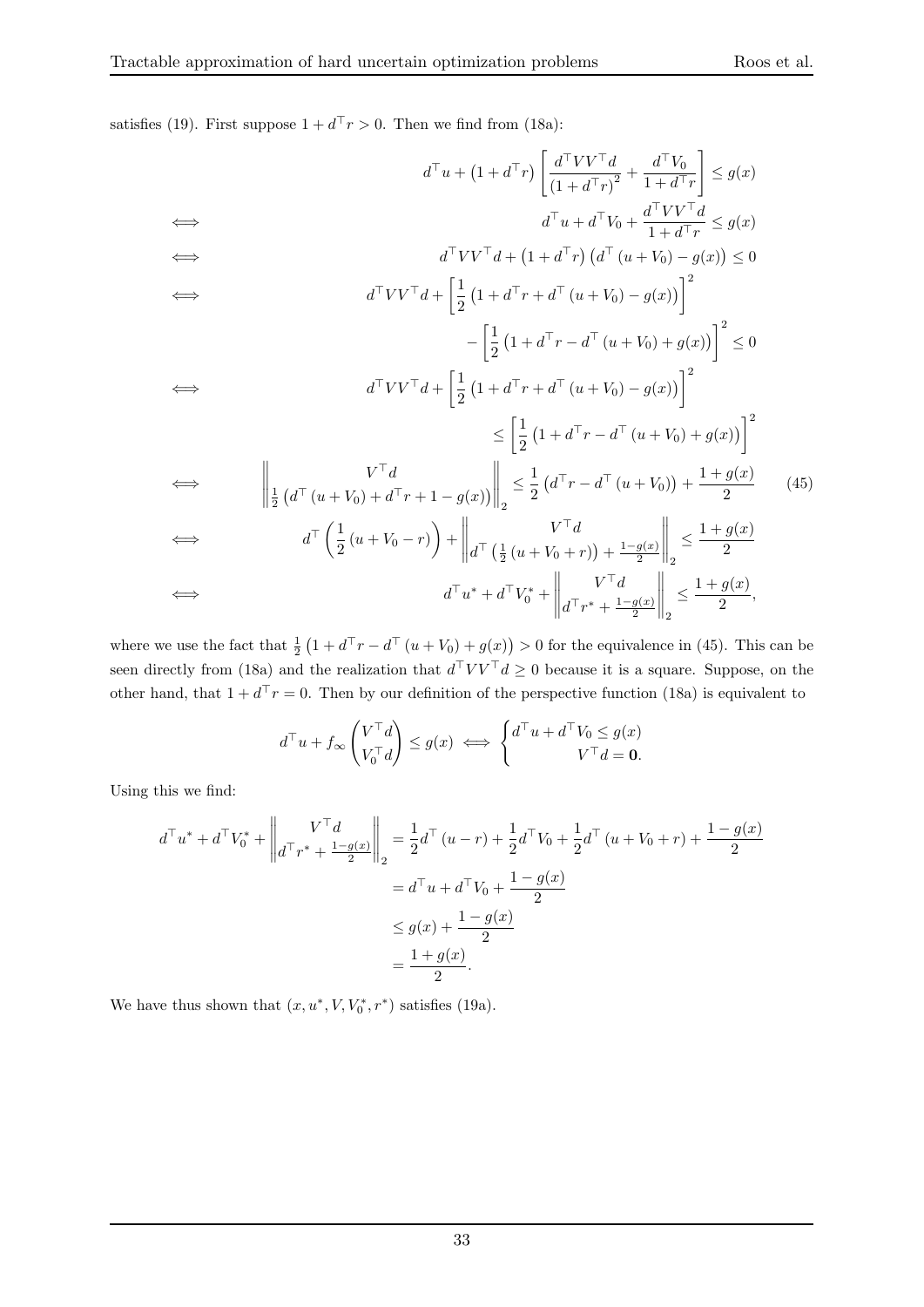satisfies (19). First suppose $1 + d^\top r > 0$. Then we find from (18a):

$$
\begin{aligned}
& & d^\top u + \left(1 + d^\top r\right)\left[\frac{d^\top V V^\top d}{\left(1+d^\top r\right)^2} + \frac{d^\top V_0}{1 + d^\top r}\right] &\le g(x) \\
\iff & & d^\top u + d^\top V_0 + \frac{d^\top V V^\top d}{1 + d^\top r} &\le g(x) \\
\iff & & d^\top V V^\top d + \left(1 + d^\top r\right)\left(d^\top\left(u + V_0\right) - g(x)\right) &\le 0 \\
\iff & & d^\top V V^\top d + \left[\frac{1}{2}\left(1 + d^\top r + d^\top\left(u + V_0\right) - g(x)\right)\right]^2 & \\
& & - \left[\frac{1}{2}\left(1 + d^\top r - d^\top\left(u + V_0\right) + g(x)\right)\right]^2 &\le 0 \\
\iff & & d^\top V V^\top d + \left[\frac{1}{2}\left(1 + d^\top r + d^\top\left(u + V_0\right) - g(x)\right)\right]^2 & \\
& & \le \left[\frac{1}{2}\left(1 + d^\top r - d^\top\left(u + V_0\right) + g(x)\right)\right]^2 & \\
\iff & & \left\| \begin{matrix} V^\top d \\ \frac{1}{2}\left(d^\top\left(u + V_0\right) + d^\top r + 1 - g(x)\right) \end{matrix} \right\|_2 \le \frac{1}{2}\left(d^\top r - d^\top\left(u + V_0\right)\right) + \frac{1 + g(x)}{2} & \qquad (45) \\
\iff & & d^\top\left(\frac{1}{2}\left(u + V_0 - r\right)\right) + \left\| \begin{matrix} V^\top d \\ d^\top\left(\frac{1}{2}\left(u + V_0 + r\right)\right) + \frac{1 - g(x)}{2} \end{matrix} \right\|_2 &\le \frac{1 + g(x)}{2} \\
\iff & & d^\top u^* + d^\top V_0^* + \left\| \begin{matrix} V^\top d \\ d^\top r^* + \frac{1 - g(x)}{2} \end{matrix} \right\|_2 &\le \frac{1 + g(x)}{2},
\end{aligned}
$$

where we use the fact that $\frac{1}{2}\left(1 + d^\top r - d^\top\left(u + V_0\right) + g(x)\right) > 0$ for the equivalence in (45). This can be seen directly from (18a) and the realization that $d^\top V V^\top d \ge 0$ because it is a square. Suppose, on the other hand, that $1 + d^\top r = 0$. Then by our definition of the perspective function (18a) is equivalent to

$$
d^\top u + f_\infty \begin{pmatrix} V^\top d \\ V_0^\top d \end{pmatrix} \le g(x) \iff \begin{cases} d^\top u + d^\top V_0 \le g(x) \\ V^\top d = \mathbf{0}. \end{cases}
$$

Using this we find:

$$
\begin{aligned}
d^\top u^* + d^\top V_0^* + \left\| \begin{matrix} V^\top d \\ d^\top r^* + \frac{1 - g(x)}{2} \end{matrix} \right\|_2 &= \frac{1}{2} d^\top\left(u - r\right) + \frac{1}{2} d^\top V_0 + \frac{1}{2} d^\top\left(u + V_0 + r\right) + \frac{1 - g(x)}{2} \\
&= d^\top u + d^\top V_0 + \frac{1 - g(x)}{2} \\
&\le g(x) + \frac{1 - g(x)}{2} \\
&= \frac{1 + g(x)}{2}.
\end{aligned}
$$

We have thus shown that $(x, u^*, V, V_0^*, r^*)$ satisfies (19a).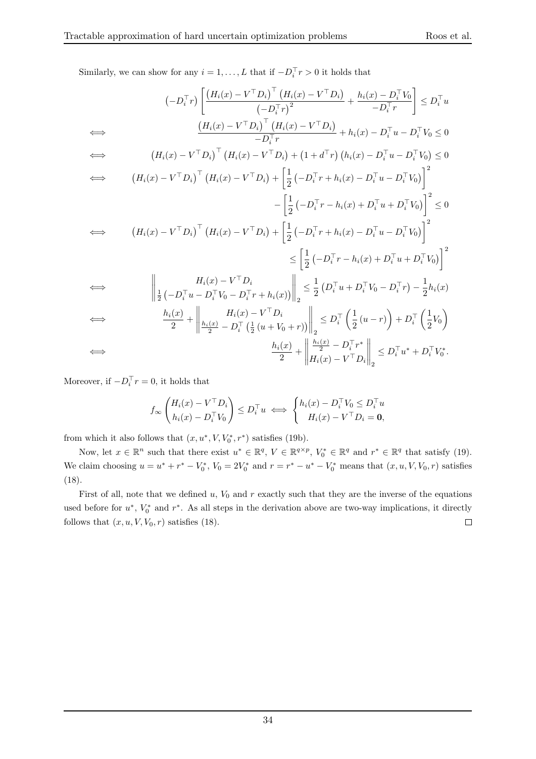Similarly, we can show for any $i = 1, \ldots, L$ that if $-D_i^\top r > 0$ it holds that

$$
\begin{aligned}
& \left(-D_i^\top r\right) \left[ \frac{\left(H_i(x) - V^\top D_i\right)^\top \left(H_i(x) - V^\top D_i\right)}{\left(-D_i^\top r\right)^2} + \frac{h_i(x) - D_i^\top V_0}{-D_i^\top r} \right] \leq D_i^\top u \\
\iff \quad & \frac{\left(H_i(x) - V^\top D_i\right)^\top \left(H_i(x) - V^\top D_i\right)}{-D_i^\top r} + h_i(x) - D_i^\top u - D_i^\top V_0 \leq 0 \\
\iff \quad & \left(H_i(x) - V^\top D_i\right)^\top \left(H_i(x) - V^\top D_i\right) + \left(1 + d^\top r\right) \left(h_i(x) - D_i^\top u - D_i^\top V_0\right) \leq 0 \\
\iff \quad & \left(H_i(x) - V^\top D_i\right)^\top \left(H_i(x) - V^\top D_i\right) + \left[ \frac{1}{2} \left(-D_i^\top r + h_i(x) - D_i^\top u - D_i^\top V_0\right) \right]^2 \\
& \qquad - \left[ \frac{1}{2} \left(-D_i^\top r - h_i(x) + D_i^\top u + D_i^\top V_0\right) \right]^2 \leq 0 \\
\iff \quad & \left(H_i(x) - V^\top D_i\right)^\top \left(H_i(x) - V^\top D_i\right) + \left[ \frac{1}{2} \left(-D_i^\top r + h_i(x) - D_i^\top u - D_i^\top V_0\right) \right]^2 \\
& \qquad \leq \left[ \frac{1}{2} \left(-D_i^\top r - h_i(x) + D_i^\top u + D_i^\top V_0\right) \right]^2 \\
\iff \quad & \left\| \begin{matrix} H_i(x) - V^\top D_i \\ \frac{1}{2}\left(-D_i^\top u - D_i^\top V_0 - D_i^\top r + h_i(x)\right) \end{matrix} \right\|_2 \leq \frac{1}{2} \left(D_i^\top u + D_i^\top V_0 - D_i^\top r\right) - \frac{1}{2} h_i(x) \\
\iff \quad & \frac{h_i(x)}{2} + \left\| \begin{matrix} H_i(x) - V^\top D_i \\ \frac{h_i(x)}{2} - D_i^\top \left(\frac{1}{2}\left(u + V_0 + r\right)\right) \end{matrix} \right\|_2 \leq D_i^\top \left(\frac{1}{2}\left(u - r\right)\right) + D_i^\top \left(\frac{1}{2} V_0\right) \\
\iff \quad & \frac{h_i(x)}{2} + \left\| \begin{matrix} \frac{h_i(x)}{2} - D_i^\top r^* \\ H_i(x) - V^\top D_i \end{matrix} \right\|_2 \leq D_i^\top u^* + D_i^\top V_0^*.
\end{aligned}
$$

Moreover, if $-D_i^\top r = 0$, it holds that

$$
f_\infty \begin{pmatrix} H_i(x) - V^\top D_i \\ h_i(x) - D_i^\top V_0 \end{pmatrix} \leq D_i^\top u \iff \begin{cases} h_i(x) - D_i^\top V_0 \leq D_i^\top u \\ H_i(x) - V^\top D_i = \mathbf{0}, \end{cases}
$$

from which it also follows that $(x, u^*, V, V_0^*, r^*)$ satisfies (19b).

Now, let $x \in \mathbb{R}^n$ such that there exist $u^* \in \mathbb{R}^q$, $V \in \mathbb{R}^{q \times p}$, $V_0^* \in \mathbb{R}^q$ and $r^* \in \mathbb{R}^q$ that satisfy (19). We claim choosing $u = u^* + r^* - V_0^*$, $V_0 = 2V_0^*$ and $r = r^* - u^* - V_0^*$ means that $(x, u, V, V_0, r)$ satisfies (18).

First of all, note that we defined $u$, $V_0$ and $r$ exactly such that they are the inverse of the equations used before for $u^*$, $V_0^*$ and $r^*$. As all steps in the derivation above are two-way implications, it directly follows that $(x, u, V, V_0, r)$ satisfies (18). □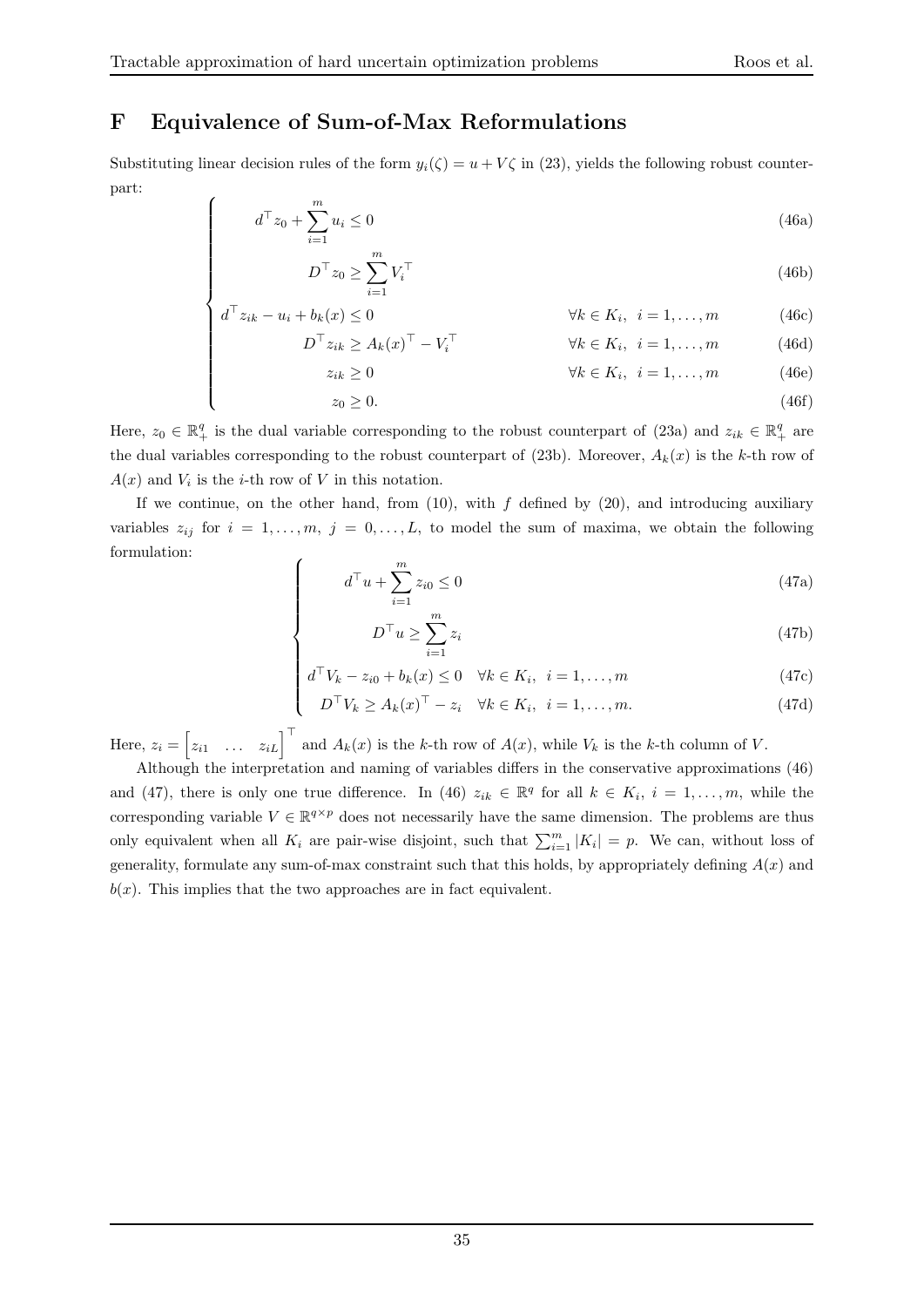# F Equivalence of Sum-of-Max Reformulations

Substituting linear decision rules of the form $y_i(\zeta) = u + V\zeta$ in (23), yields the following robust counterpart:

$$
\begin{cases}
d^\top z_0 + \sum_{i=1}^{m} u_i \leq 0 & (46a) \\
D^\top z_0 \geq \sum_{i=1}^{m} V_i^\top & (46b) \\
d^\top z_{ik} - u_i + b_k(x) \leq 0 \quad \forall k \in K_i,\ i = 1, \ldots, m & (46c) \\
D^\top z_{ik} \geq A_k(x)^\top - V_i^\top \quad \forall k \in K_i,\ i = 1, \ldots, m & (46d) \\
z_{ik} \geq 0 \quad \forall k \in K_i,\ i = 1, \ldots, m & (46e) \\
z_0 \geq 0. & (46f)
\end{cases}
$$

Here, $z_0 \in \mathbb{R}^q_+$ is the dual variable corresponding to the robust counterpart of (23a) and $z_{ik} \in \mathbb{R}^q_+$ are the dual variables corresponding to the robust counterpart of (23b). Moreover, $A_k(x)$ is the $k$-th row of $A(x)$ and $V_i$ is the $i$-th row of $V$ in this notation.

If we continue, on the other hand, from (10), with $f$ defined by (20), and introducing auxiliary variables $z_{ij}$ for $i = 1, \ldots, m$, $j = 0, \ldots, L$, to model the sum of maxima, we obtain the following formulation:

$$
\begin{cases}
d^\top u + \sum_{i=1}^{m} z_{i0} \leq 0 & (47a) \\
D^\top u \geq \sum_{i=1}^{m} z_i & (47b) \\
d^\top V_k - z_{i0} + b_k(x) \leq 0 \quad \forall k \in K_i,\ i = 1, \ldots, m & (47c) \\
D^\top V_k \geq A_k(x)^\top - z_i \quad \forall k \in K_i,\ i = 1, \ldots, m. & (47d)
\end{cases}
$$

Here, $z_i = \begin{bmatrix} z_{i1} & \ldots & z_{iL} \end{bmatrix}^\top$ and $A_k(x)$ is the $k$-th row of $A(x)$, while $V_k$ is the $k$-th column of $V$.

Although the interpretation and naming of variables differs in the conservative approximations (46) and (47), there is only one true difference. In (46) $z_{ik} \in \mathbb{R}^q$ for all $k \in K_i$, $i = 1, \ldots, m$, while the corresponding variable $V \in \mathbb{R}^{q \times p}$ does not necessarily have the same dimension. The problems are thus only equivalent when all $K_i$ are pair-wise disjoint, such that $\sum_{i=1}^{m} |K_i| = p$. We can, without loss of generality, formulate any sum-of-max constraint such that this holds, by appropriately defining $A(x)$ and $b(x)$. This implies that the two approaches are in fact equivalent.